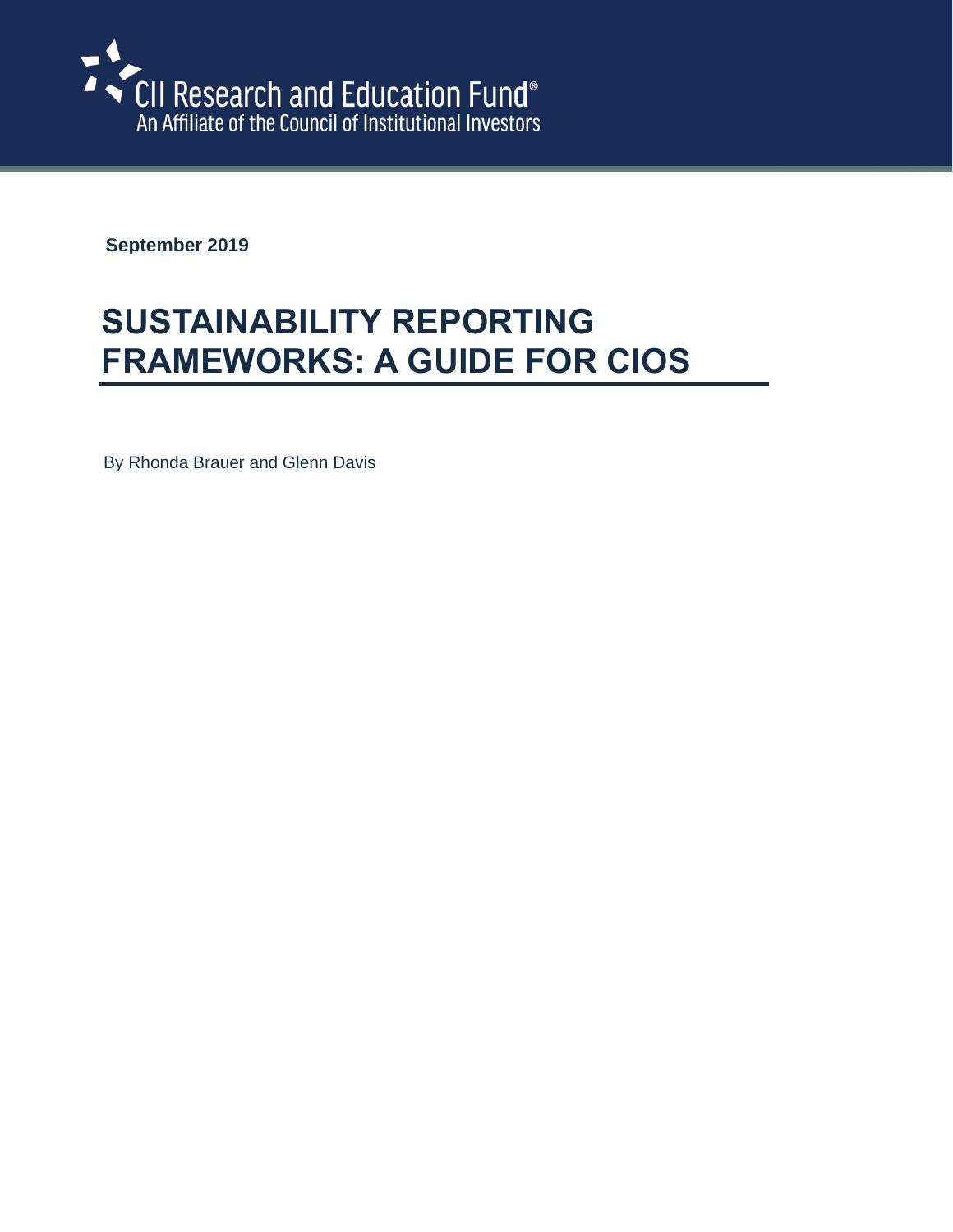CII Research and Education Fund®
An Affiliate of the Council of Institutional Investors

**September 2019**

# SUSTAINABILITY REPORTING FRAMEWORKS: A GUIDE FOR CIOS

By Rhonda Brauer and Glenn Davis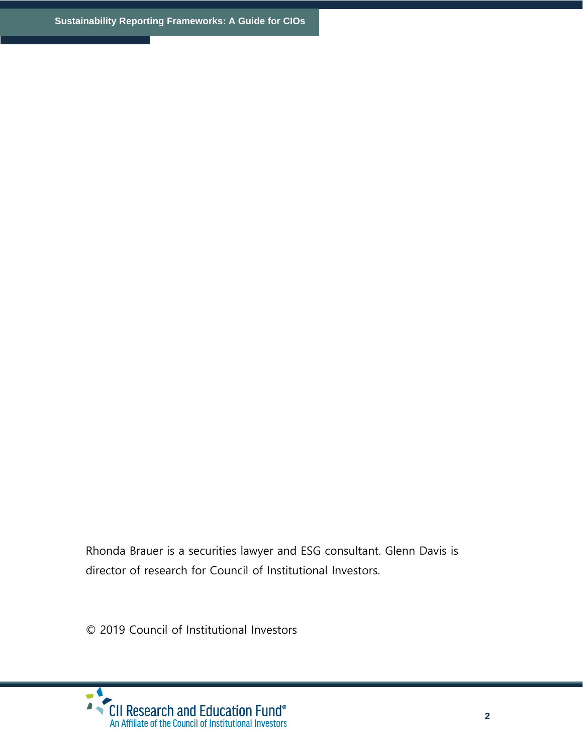Rhonda Brauer is a securities lawyer and ESG consultant. Glenn Davis is director of research for Council of Institutional Investors.

© 2019 Council of Institutional Investors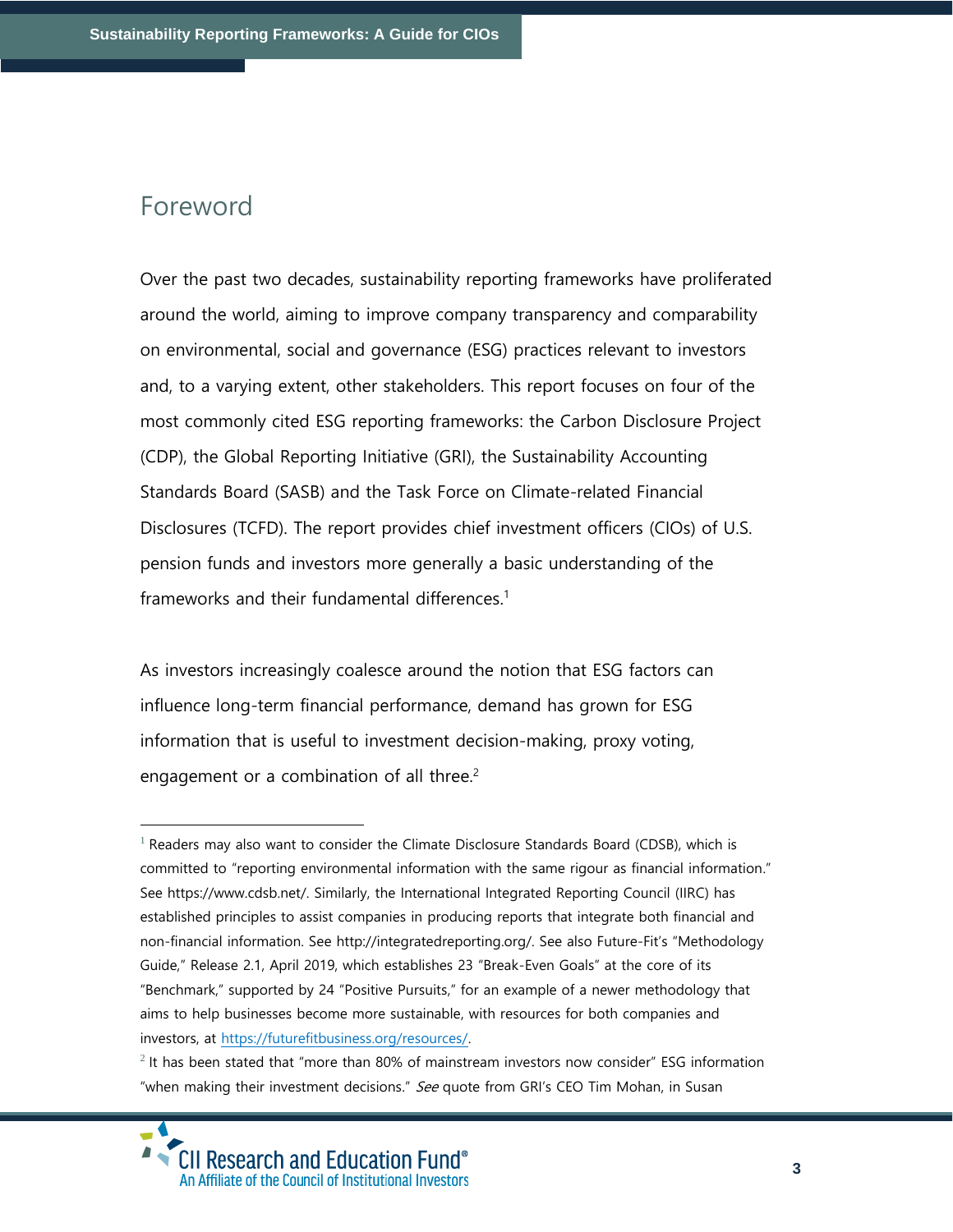## Foreword

Over the past two decades, sustainability reporting frameworks have proliferated around the world, aiming to improve company transparency and comparability on environmental, social and governance (ESG) practices relevant to investors and, to a varying extent, other stakeholders. This report focuses on four of the most commonly cited ESG reporting frameworks: the Carbon Disclosure Project (CDP), the Global Reporting Initiative (GRI), the Sustainability Accounting Standards Board (SASB) and the Task Force on Climate-related Financial Disclosures (TCFD). The report provides chief investment officers (CIOs) of U.S. pension funds and investors more generally a basic understanding of the frameworks and their fundamental differences.[1]

As investors increasingly coalesce around the notion that ESG factors can influence long-term financial performance, demand has grown for ESG information that is useful to investment decision-making, proxy voting, engagement or a combination of all three.[2]

---

[1] Readers may also want to consider the Climate Disclosure Standards Board (CDSB), which is committed to "reporting environmental information with the same rigour as financial information." See https://www.cdsb.net/. Similarly, the International Integrated Reporting Council (IIRC) has established principles to assist companies in producing reports that integrate both financial and non-financial information. See http://integratedreporting.org/. See also Future-Fit's "Methodology Guide," Release 2.1, April 2019, which establishes 23 "Break-Even Goals" at the core of its "Benchmark," supported by 24 "Positive Pursuits," for an example of a newer methodology that aims to help businesses become more sustainable, with resources for both companies and investors, at https://futurefitbusiness.org/resources/.

[2] It has been stated that "more than 80% of mainstream investors now consider" ESG information "when making their investment decisions." *See* quote from GRI's CEO Tim Mohan, in Susan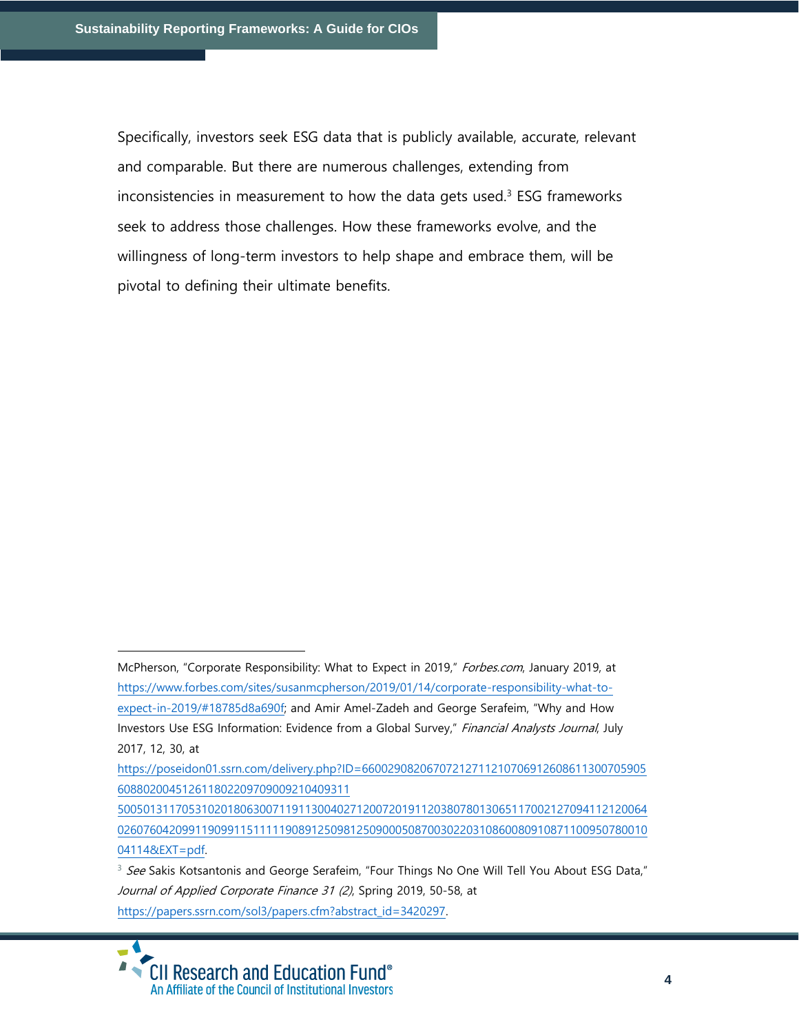Specifically, investors seek ESG data that is publicly available, accurate, relevant and comparable. But there are numerous challenges, extending from inconsistencies in measurement to how the data gets used.[3] ESG frameworks seek to address those challenges. How these frameworks evolve, and the willingness of long-term investors to help shape and embrace them, will be pivotal to defining their ultimate benefits.

---

McPherson, "Corporate Responsibility: What to Expect in 2019," *Forbes.com*, January 2019, at https://www.forbes.com/sites/susanmcpherson/2019/01/14/corporate-responsibility-what-to-expect-in-2019/#18785d8a690f; and Amir Amel-Zadeh and George Serafeim, "Why and How Investors Use ESG Information: Evidence from a Global Survey," *Financial Analysts Journal*, July 2017, 12, 30, at https://poseidon01.ssrn.com/delivery.php?ID=660029082067072127112107069126086113007059056088020045126118022097090092104093115005013117053102018063007119113004027120072019112038078013065117002127094112120064026076042099119099115111119089125098125090005087003022031086008091087110095078001004114&EXT=pdf.

[3] *See* Sakis Kotsantonis and George Serafeim, "Four Things No One Will Tell You About ESG Data," *Journal of Applied Corporate Finance 31 (2)*, Spring 2019, 50-58, at https://papers.ssrn.com/sol3/papers.cfm?abstract_id=3420297.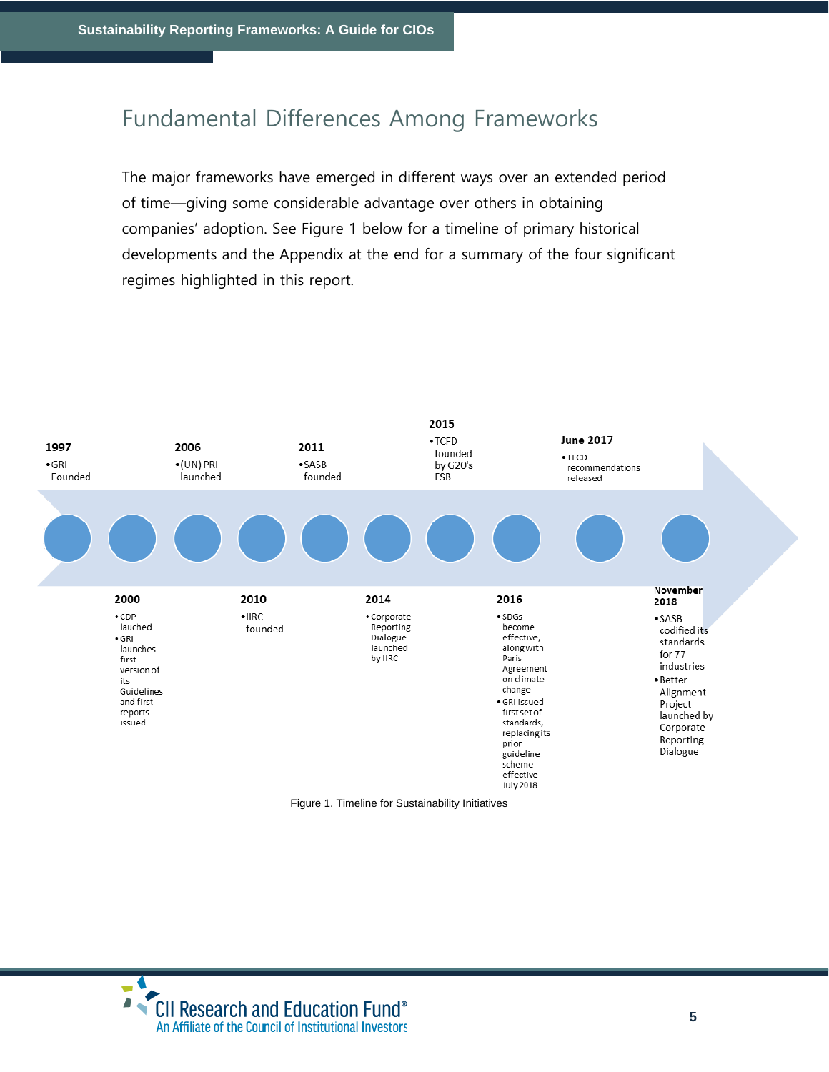## Fundamental Differences Among Frameworks

The major frameworks have emerged in different ways over an extended period of time—giving some considerable advantage over others in obtaining companies' adoption. See Figure 1 below for a timeline of primary historical developments and the Appendix at the end for a summary of the four significant regimes highlighted in this report.

**1997**
- GRI Founded

**2000**
- CDP lauched
- GRI launches first version of its Guidelines and first reports issued

**2006**
- (UN) PRI launched

**2010**
- IIRC founded

**2011**
- SASB founded

**2014**
- Corporate Reporting Dialogue launched by IIRC

**2015**
- TCFD founded by G20's FSB

**2016**
- SDGs become effective, along with Paris Agreement on climate change
- GRI issued first set of standards, replacing its prior guideline scheme effective July 2018

**June 2017**
- TFCD recommendations released

**November 2018**
- SASB codified its standards for 77 industries
- Better Alignment Project launched by Corporate Reporting Dialogue

Figure 1. Timeline for Sustainability Initiatives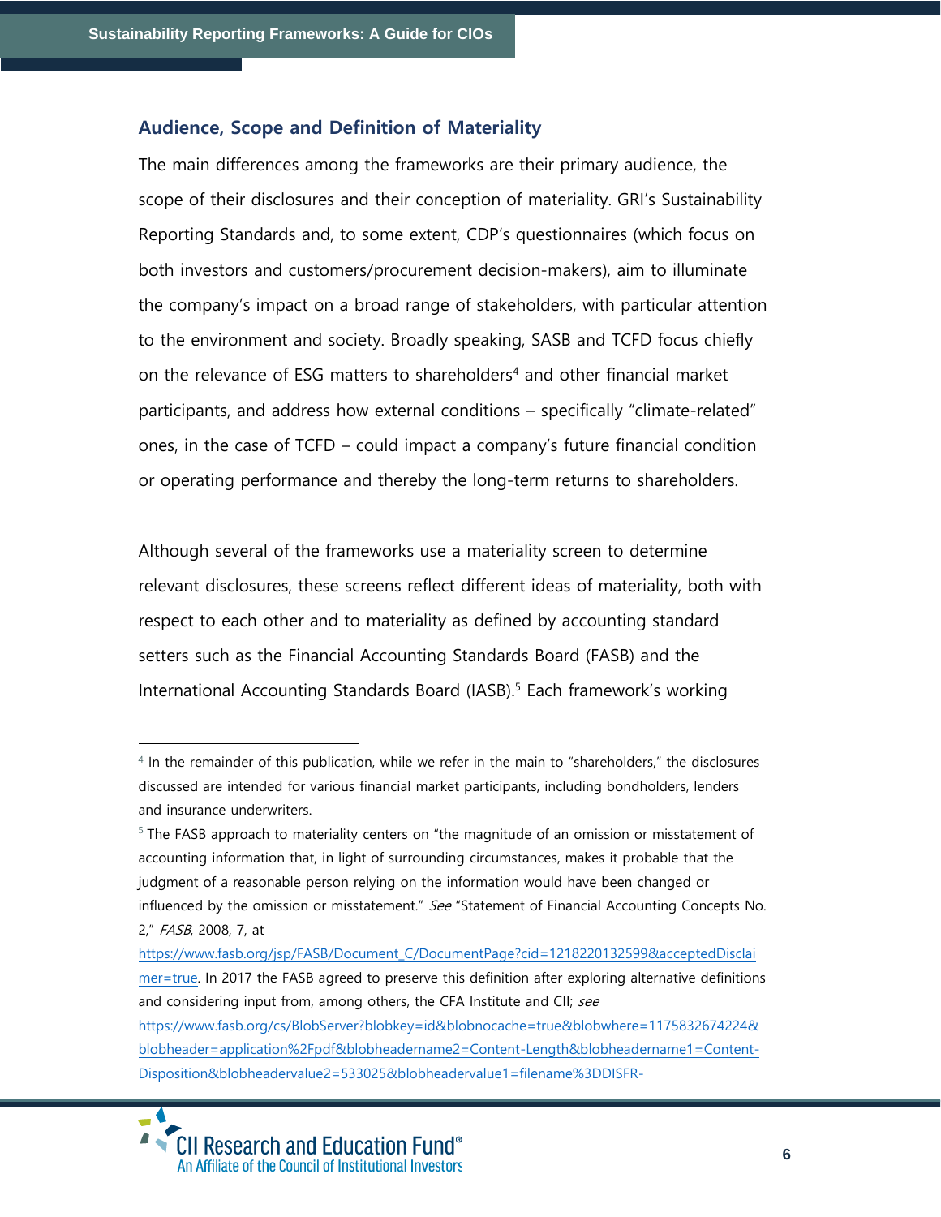### Audience, Scope and Definition of Materiality

The main differences among the frameworks are their primary audience, the scope of their disclosures and their conception of materiality. GRI's Sustainability Reporting Standards and, to some extent, CDP's questionnaires (which focus on both investors and customers/procurement decision-makers), aim to illuminate the company's impact on a broad range of stakeholders, with particular attention to the environment and society. Broadly speaking, SASB and TCFD focus chiefly on the relevance of ESG matters to shareholders[4] and other financial market participants, and address how external conditions – specifically "climate-related" ones, in the case of TCFD – could impact a company's future financial condition or operating performance and thereby the long-term returns to shareholders.

Although several of the frameworks use a materiality screen to determine relevant disclosures, these screens reflect different ideas of materiality, both with respect to each other and to materiality as defined by accounting standard setters such as the Financial Accounting Standards Board (FASB) and the International Accounting Standards Board (IASB).[5] Each framework's working

---

[4] In the remainder of this publication, while we refer in the main to "shareholders," the disclosures discussed are intended for various financial market participants, including bondholders, lenders and insurance underwriters.

[5] The FASB approach to materiality centers on "the magnitude of an omission or misstatement of accounting information that, in light of surrounding circumstances, makes it probable that the judgment of a reasonable person relying on the information would have been changed or influenced by the omission or misstatement." *See* "Statement of Financial Accounting Concepts No. 2," *FASB*, 2008, 7, at https://www.fasb.org/jsp/FASB/Document_C/DocumentPage?cid=1218220132599&acceptedDisclaimer=true. In 2017 the FASB agreed to preserve this definition after exploring alternative definitions and considering input from, among others, the CFA Institute and CII; *see* https://www.fasb.org/cs/BlobServer?blobkey=id&blobnocache=true&blobwhere=1175832674224&blobheader=application%2Fpdf&blobheadername2=Content-Length&blobheadername1=Content-Disposition&blobheadervalue2=533025&blobheadervalue1=filename%3DDISFR-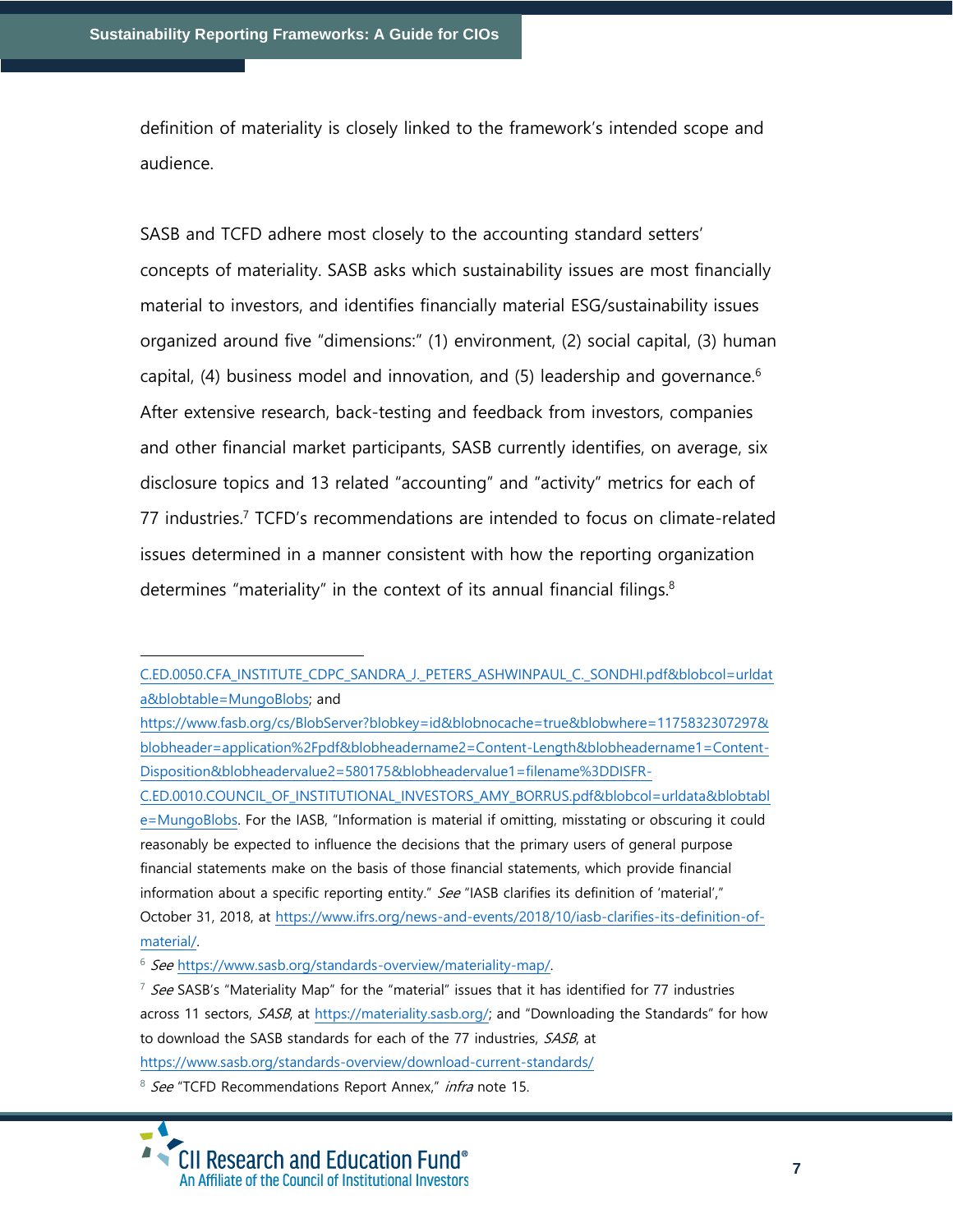definition of materiality is closely linked to the framework's intended scope and audience.

SASB and TCFD adhere most closely to the accounting standard setters' concepts of materiality. SASB asks which sustainability issues are most financially material to investors, and identifies financially material ESG/sustainability issues organized around five "dimensions:" (1) environment, (2) social capital, (3) human capital, (4) business model and innovation, and (5) leadership and governance.[6] After extensive research, back-testing and feedback from investors, companies and other financial market participants, SASB currently identifies, on average, six disclosure topics and 13 related "accounting" and "activity" metrics for each of 77 industries.[7] TCFD's recommendations are intended to focus on climate-related issues determined in a manner consistent with how the reporting organization determines "materiality" in the context of its annual financial filings.[8]

---

C.ED.0050.CFA_INSTITUTE_CDPC_SANDRA_J._PETERS_ASHWINPAUL_C._SONDHI.pdf&blobcol=urldata&blobtable=MungoBlobs; and https://www.fasb.org/cs/BlobServer?blobkey=id&blobnocache=true&blobwhere=1175832307297&blobheader=application%2Fpdf&blobheadername2=Content-Length&blobheadername1=Content-Disposition&blobheadervalue2=580175&blobheadervalue1=filename%3DDISFR-C.ED.0010.COUNCIL_OF_INSTITUTIONAL_INVESTORS_AMY_BORRUS.pdf&blobcol=urldata&blobtable=MungoBlobs. For the IASB, "Information is material if omitting, misstating or obscuring it could reasonably be expected to influence the decisions that the primary users of general purpose financial statements make on the basis of those financial statements, which provide financial information about a specific reporting entity." *See* "IASB clarifies its definition of 'material'," October 31, 2018, at https://www.ifrs.org/news-and-events/2018/10/iasb-clarifies-its-definition-of-material/.

[6] *See* https://www.sasb.org/standards-overview/materiality-map/.

[7] *See* SASB's "Materiality Map" for the "material" issues that it has identified for 77 industries across 11 sectors, *SASB*, at https://materiality.sasb.org/; and "Downloading the Standards" for how to download the SASB standards for each of the 77 industries, *SASB*, at https://www.sasb.org/standards-overview/download-current-standards/

[8] *See* "TCFD Recommendations Report Annex," *infra* note 15.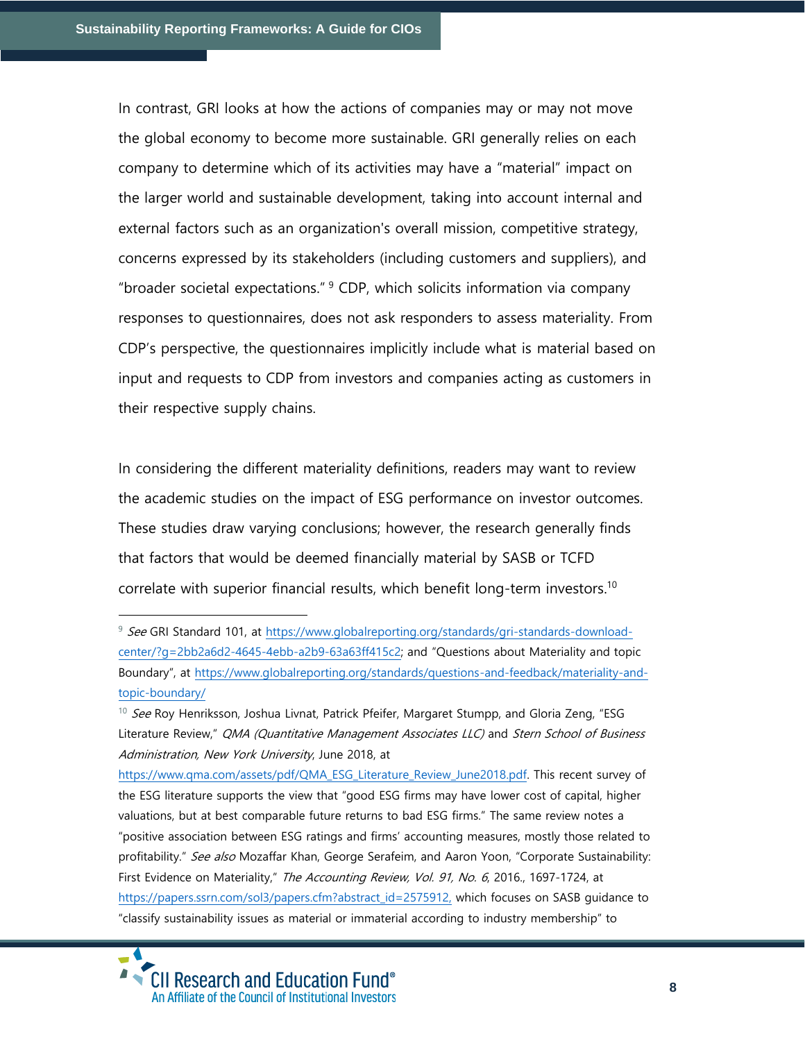In contrast, GRI looks at how the actions of companies may or may not move the global economy to become more sustainable. GRI generally relies on each company to determine which of its activities may have a "material" impact on the larger world and sustainable development, taking into account internal and external factors such as an organization's overall mission, competitive strategy, concerns expressed by its stakeholders (including customers and suppliers), and "broader societal expectations." [9] CDP, which solicits information via company responses to questionnaires, does not ask responders to assess materiality. From CDP's perspective, the questionnaires implicitly include what is material based on input and requests to CDP from investors and companies acting as customers in their respective supply chains.

In considering the different materiality definitions, readers may want to review the academic studies on the impact of ESG performance on investor outcomes. These studies draw varying conclusions; however, the research generally finds that factors that would be deemed financially material by SASB or TCFD correlate with superior financial results, which benefit long-term investors.[10]

---

[9] *See* GRI Standard 101, at https://www.globalreporting.org/standards/gri-standards-download-center/?g=2bb2a6d2-4645-4ebb-a2b9-63a63ff415c2; and "Questions about Materiality and topic Boundary", at https://www.globalreporting.org/standards/questions-and-feedback/materiality-and-topic-boundary/

[10] *See* Roy Henriksson, Joshua Livnat, Patrick Pfeifer, Margaret Stumpp, and Gloria Zeng, "ESG Literature Review," *QMA (Quantitative Management Associates LLC)* and *Stern School of Business Administration, New York University*, June 2018, at https://www.qma.com/assets/pdf/QMA_ESG_Literature_Review_June2018.pdf. This recent survey of the ESG literature supports the view that "good ESG firms may have lower cost of capital, higher valuations, but at best comparable future returns to bad ESG firms." The same review notes a "positive association between ESG ratings and firms' accounting measures, mostly those related to profitability." *See also* Mozaffar Khan, George Serafeim, and Aaron Yoon, "Corporate Sustainability: First Evidence on Materiality," *The Accounting Review, Vol. 91, No. 6*, 2016., 1697-1724, at https://papers.ssrn.com/sol3/papers.cfm?abstract_id=2575912, which focuses on SASB guidance to "classify sustainability issues as material or immaterial according to industry membership" to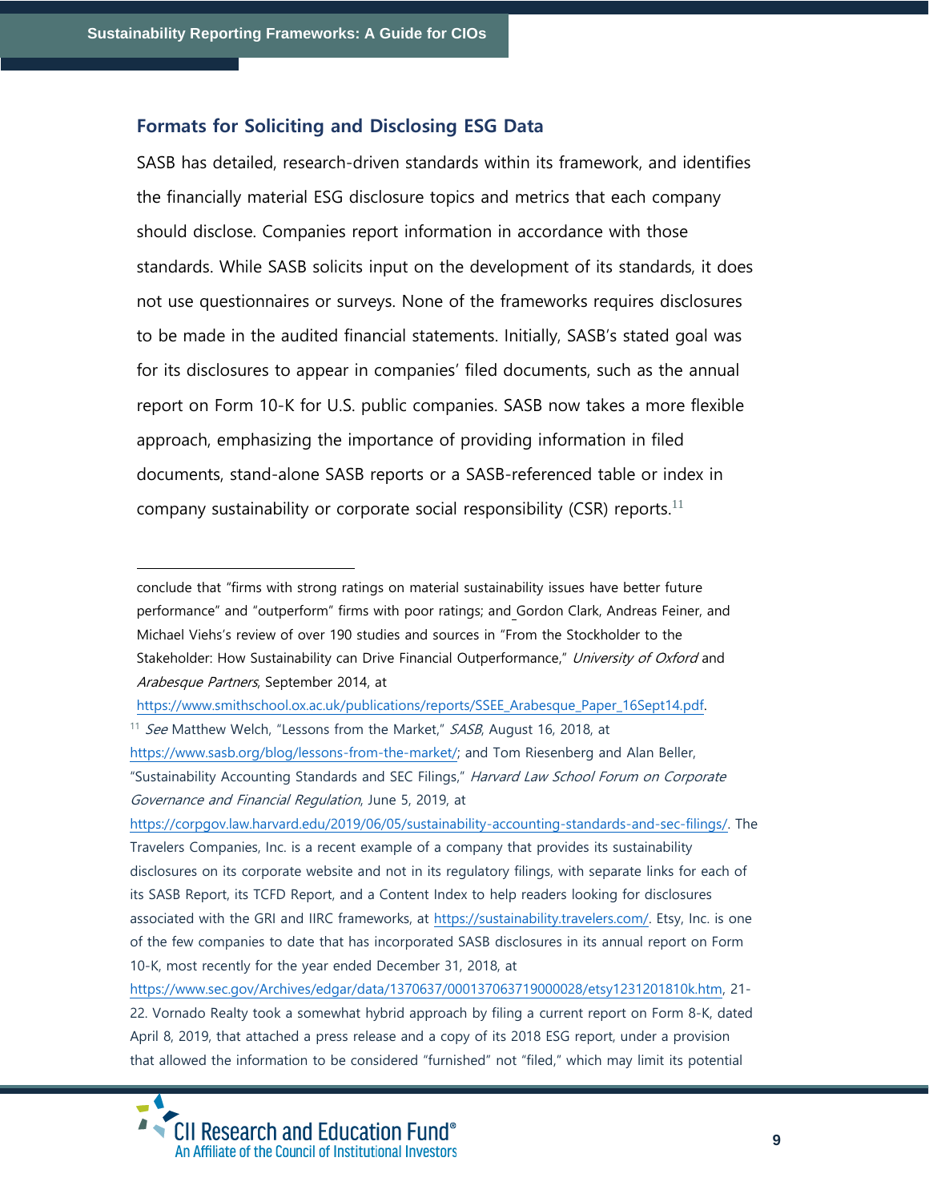## Formats for Soliciting and Disclosing ESG Data

SASB has detailed, research-driven standards within its framework, and identifies the financially material ESG disclosure topics and metrics that each company should disclose. Companies report information in accordance with those standards. While SASB solicits input on the development of its standards, it does not use questionnaires or surveys. None of the frameworks requires disclosures to be made in the audited financial statements. Initially, SASB's stated goal was for its disclosures to appear in companies' filed documents, such as the annual report on Form 10-K for U.S. public companies. SASB now takes a more flexible approach, emphasizing the importance of providing information in filed documents, stand-alone SASB reports or a SASB-referenced table or index in company sustainability or corporate social responsibility (CSR) reports.[11]

---

conclude that "firms with strong ratings on material sustainability issues have better future performance" and "outperform" firms with poor ratings; and Gordon Clark, Andreas Feiner, and Michael Viehs's review of over 190 studies and sources in "From the Stockholder to the Stakeholder: How Sustainability can Drive Financial Outperformance," *University of Oxford* and *Arabesque Partners*, September 2014, at https://www.smithschool.ox.ac.uk/publications/reports/SSEE_Arabesque_Paper_16Sept14.pdf.

[11] *See* Matthew Welch, "Lessons from the Market," *SASB*, August 16, 2018, at https://www.sasb.org/blog/lessons-from-the-market/; and Tom Riesenberg and Alan Beller, "Sustainability Accounting Standards and SEC Filings," *Harvard Law School Forum on Corporate Governance and Financial Regulation*, June 5, 2019, at https://corpgov.law.harvard.edu/2019/06/05/sustainability-accounting-standards-and-sec-filings/. The Travelers Companies, Inc. is a recent example of a company that provides its sustainability disclosures on its corporate website and not in its regulatory filings, with separate links for each of its SASB Report, its TCFD Report, and a Content Index to help readers looking for disclosures associated with the GRI and IIRC frameworks, at https://sustainability.travelers.com/. Etsy, Inc. is one of the few companies to date that has incorporated SASB disclosures in its annual report on Form 10-K, most recently for the year ended December 31, 2018, at https://www.sec.gov/Archives/edgar/data/1370637/000137063719000028/etsy1231201810k.htm, 21-22. Vornado Realty took a somewhat hybrid approach by filing a current report on Form 8-K, dated April 8, 2019, that attached a press release and a copy of its 2018 ESG report, under a provision that allowed the information to be considered "furnished" not "filed," which may limit its potential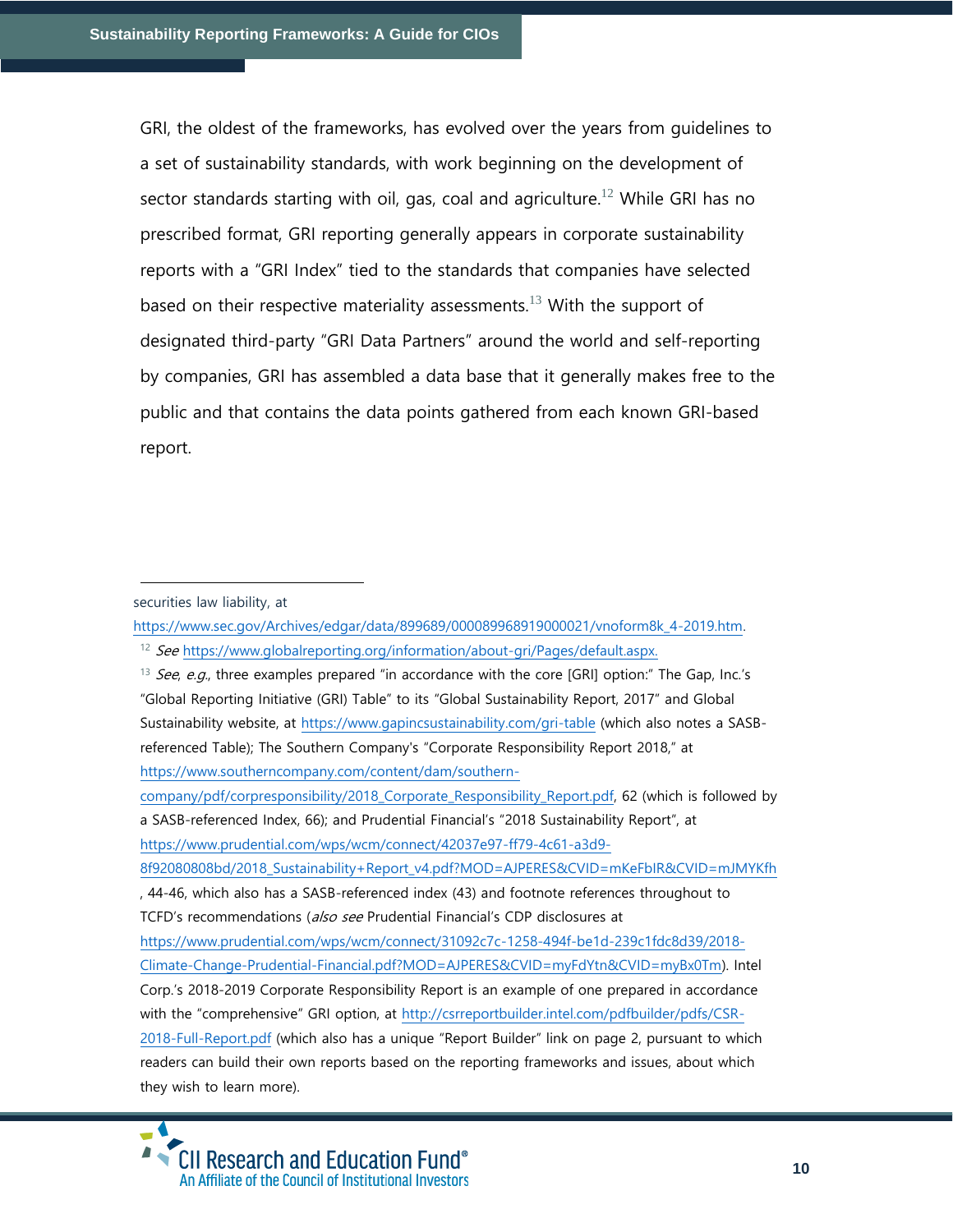GRI, the oldest of the frameworks, has evolved over the years from guidelines to a set of sustainability standards, with work beginning on the development of sector standards starting with oil, gas, coal and agriculture.[12] While GRI has no prescribed format, GRI reporting generally appears in corporate sustainability reports with a "GRI Index" tied to the standards that companies have selected based on their respective materiality assessments.[13] With the support of designated third-party "GRI Data Partners" around the world and self-reporting by companies, GRI has assembled a data base that it generally makes free to the public and that contains the data points gathered from each known GRI-based report.

---

securities law liability, at https://www.sec.gov/Archives/edgar/data/899689/000089968919000021/vnoform8k_4-2019.htm.

[12] *See* https://www.globalreporting.org/information/about-gri/Pages/default.aspx.

[13] *See*, *e.g.*, three examples prepared "in accordance with the core [GRI] option:" The Gap, Inc.'s "Global Reporting Initiative (GRI) Table" to its "Global Sustainability Report, 2017" and Global Sustainability website, at https://www.gapincsustainability.com/gri-table (which also notes a SASB-referenced Table); The Southern Company's "Corporate Responsibility Report 2018," at https://www.southerncompany.com/content/dam/southern-company/pdf/corpresponsibility/2018_Corporate_Responsibility_Report.pdf, 62 (which is followed by a SASB-referenced Index, 66); and Prudential Financial's "2018 Sustainability Report", at https://www.prudential.com/wps/wcm/connect/42037e97-ff79-4c61-a3d9-8f92080808bd/2018_Sustainability+Report_v4.pdf?MOD=AJPERES&CVID=mKeFbIR&CVID=mJMYKfh, 44-46, which also has a SASB-referenced index (43) and footnote references throughout to TCFD's recommendations (*also see* Prudential Financial's CDP disclosures at https://www.prudential.com/wps/wcm/connect/31092c7c-1258-494f-be1d-239c1fdc8d39/2018-Climate-Change-Prudential-Financial.pdf?MOD=AJPERES&CVID=myFdYtn&CVID=myBx0Tm). Intel Corp.'s 2018-2019 Corporate Responsibility Report is an example of one prepared in accordance with the "comprehensive" GRI option, at http://csrreportbuilder.intel.com/pdfbuilder/pdfs/CSR-2018-Full-Report.pdf (which also has a unique "Report Builder" link on page 2, pursuant to which readers can build their own reports based on the reporting frameworks and issues, about which they wish to learn more).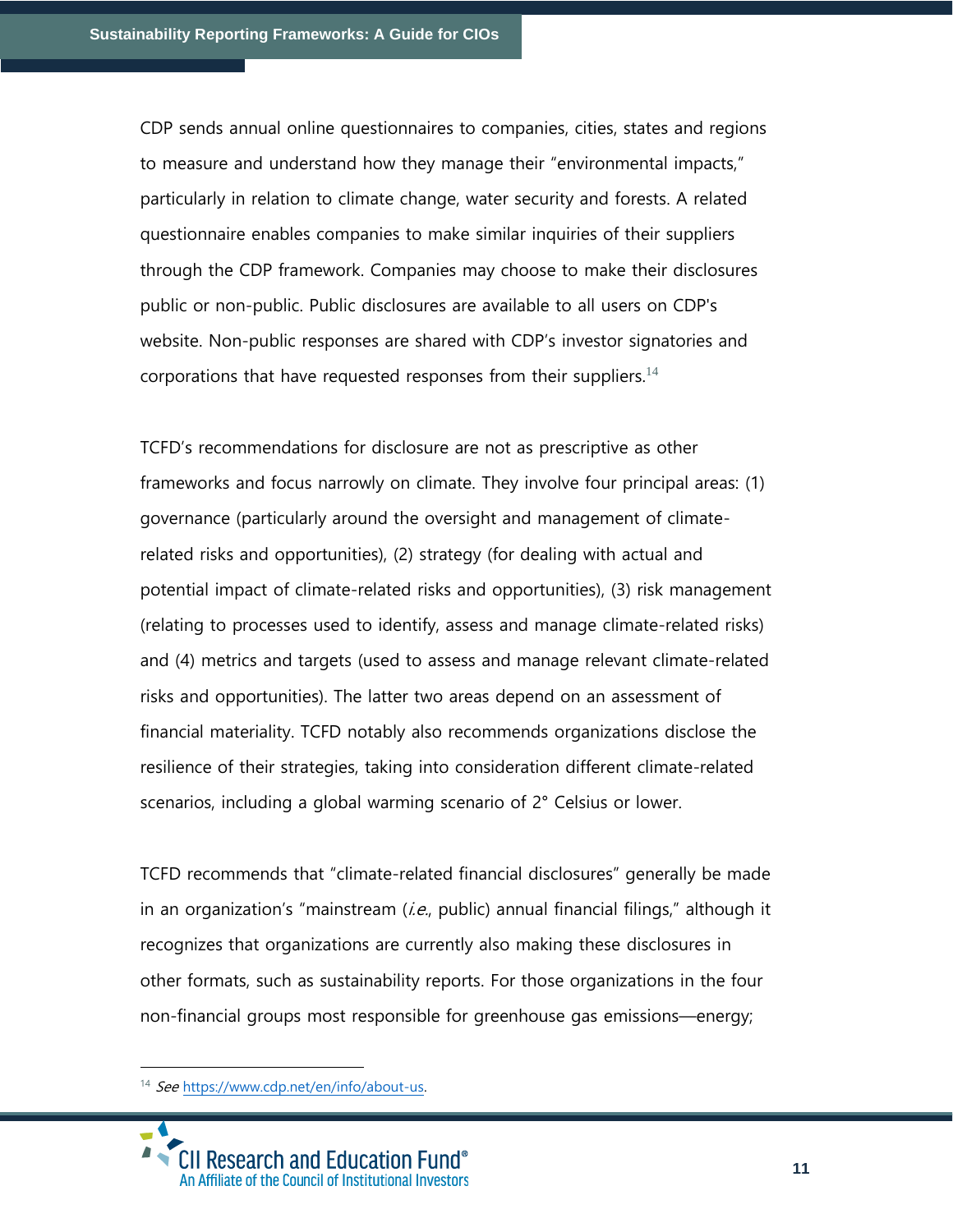CDP sends annual online questionnaires to companies, cities, states and regions to measure and understand how they manage their "environmental impacts," particularly in relation to climate change, water security and forests. A related questionnaire enables companies to make similar inquiries of their suppliers through the CDP framework. Companies may choose to make their disclosures public or non-public. Public disclosures are available to all users on CDP's website. Non-public responses are shared with CDP's investor signatories and corporations that have requested responses from their suppliers.[14]

TCFD's recommendations for disclosure are not as prescriptive as other frameworks and focus narrowly on climate. They involve four principal areas: (1) governance (particularly around the oversight and management of climate-related risks and opportunities), (2) strategy (for dealing with actual and potential impact of climate-related risks and opportunities), (3) risk management (relating to processes used to identify, assess and manage climate-related risks) and (4) metrics and targets (used to assess and manage relevant climate-related risks and opportunities). The latter two areas depend on an assessment of financial materiality. TCFD notably also recommends organizations disclose the resilience of their strategies, taking into consideration different climate-related scenarios, including a global warming scenario of 2° Celsius or lower.

TCFD recommends that "climate-related financial disclosures" generally be made in an organization's "mainstream (*i.e.*, public) annual financial filings," although it recognizes that organizations are currently also making these disclosures in other formats, such as sustainability reports. For those organizations in the four non-financial groups most responsible for greenhouse gas emissions—energy;

---

[14] *See* https://www.cdp.net/en/info/about-us.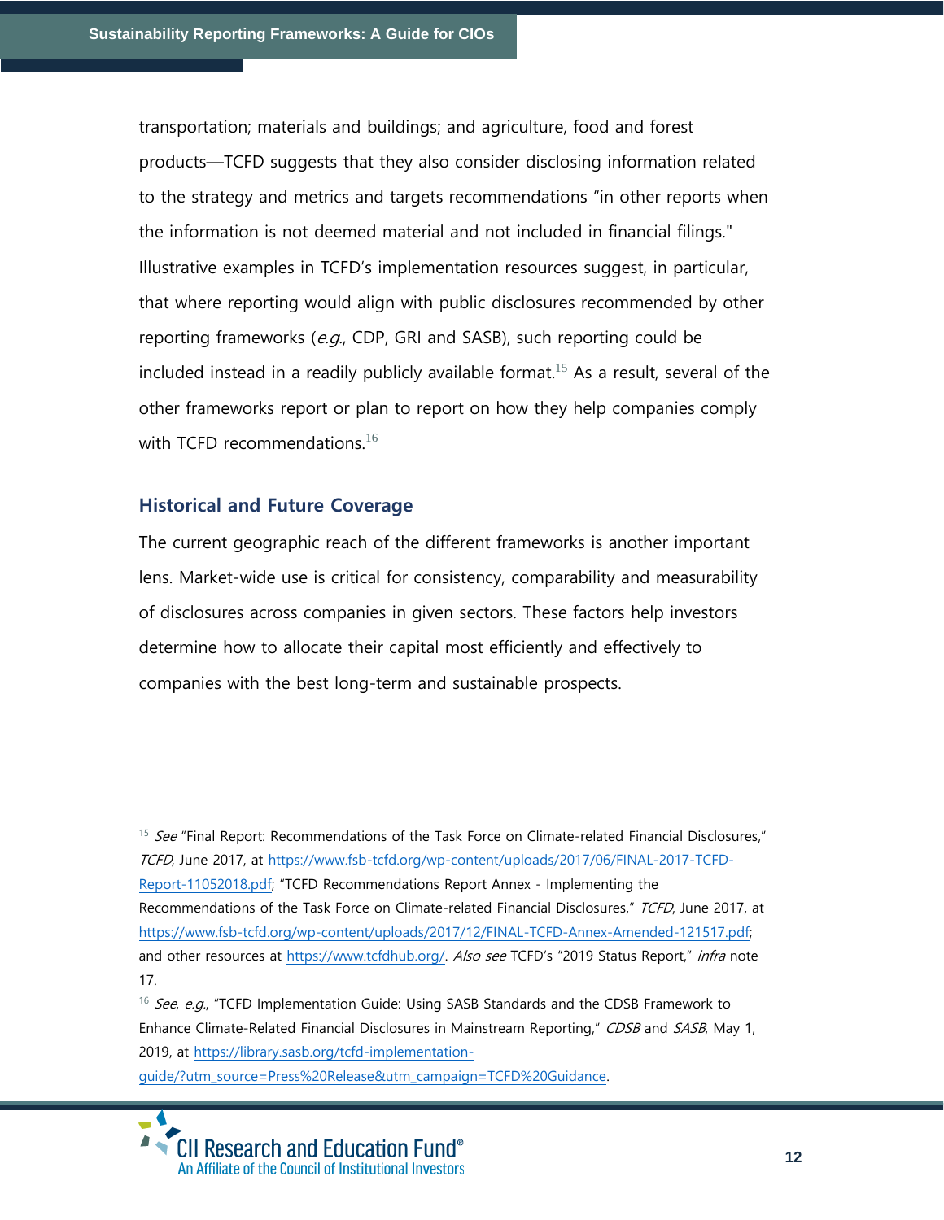transportation; materials and buildings; and agriculture, food and forest products—TCFD suggests that they also consider disclosing information related to the strategy and metrics and targets recommendations "in other reports when the information is not deemed material and not included in financial filings." Illustrative examples in TCFD's implementation resources suggest, in particular, that where reporting would align with public disclosures recommended by other reporting frameworks (*e.g.*, CDP, GRI and SASB), such reporting could be included instead in a readily publicly available format.[15] As a result, several of the other frameworks report or plan to report on how they help companies comply with TCFD recommendations.[16]

## Historical and Future Coverage

The current geographic reach of the different frameworks is another important lens. Market-wide use is critical for consistency, comparability and measurability of disclosures across companies in given sectors. These factors help investors determine how to allocate their capital most efficiently and effectively to companies with the best long-term and sustainable prospects.

---

[15] *See* "Final Report: Recommendations of the Task Force on Climate-related Financial Disclosures," *TCFD*, June 2017, at https://www.fsb-tcfd.org/wp-content/uploads/2017/06/FINAL-2017-TCFD-Report-11052018.pdf; "TCFD Recommendations Report Annex - Implementing the Recommendations of the Task Force on Climate-related Financial Disclosures," *TCFD*, June 2017, at https://www.fsb-tcfd.org/wp-content/uploads/2017/12/FINAL-TCFD-Annex-Amended-121517.pdf; and other resources at https://www.tcfdhub.org/. *Also see* TCFD's "2019 Status Report," *infra* note 17.

[16] *See*, *e.g.*, "TCFD Implementation Guide: Using SASB Standards and the CDSB Framework to Enhance Climate-Related Financial Disclosures in Mainstream Reporting," *CDSB* and *SASB*, May 1, 2019, at https://library.sasb.org/tcfd-implementation-guide/?utm_source=Press%20Release&utm_campaign=TCFD%20Guidance.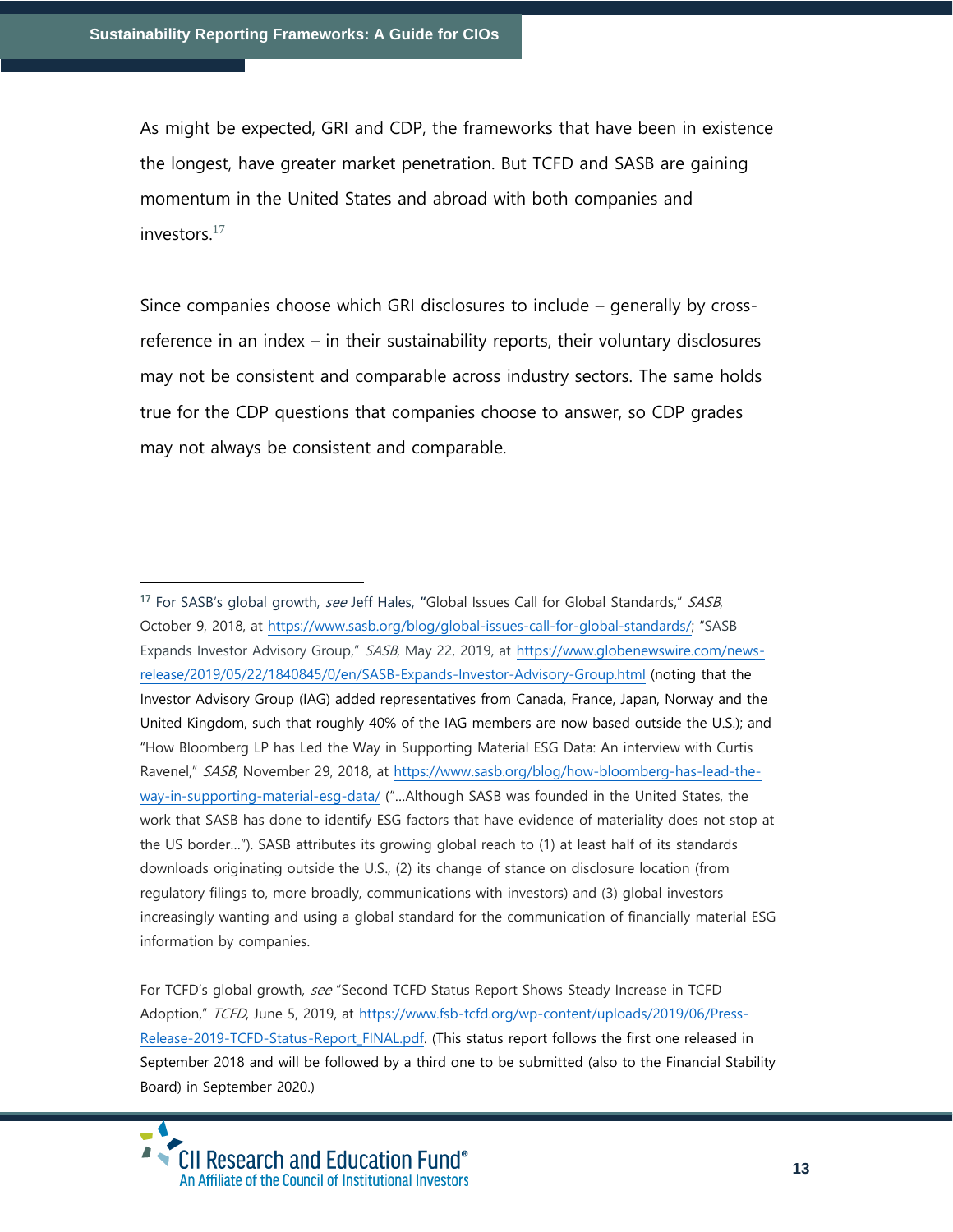As might be expected, GRI and CDP, the frameworks that have been in existence the longest, have greater market penetration. But TCFD and SASB are gaining momentum in the United States and abroad with both companies and investors.[17]

Since companies choose which GRI disclosures to include – generally by cross-reference in an index – in their sustainability reports, their voluntary disclosures may not be consistent and comparable across industry sectors. The same holds true for the CDP questions that companies choose to answer, so CDP grades may not always be consistent and comparable.

---

[17] For SASB's global growth, *see* Jeff Hales, **"**Global Issues Call for Global Standards," *SASB*, October 9, 2018, at https://www.sasb.org/blog/global-issues-call-for-global-standards/; "SASB Expands Investor Advisory Group," *SASB*, May 22, 2019, at https://www.globenewswire.com/news-release/2019/05/22/1840845/0/en/SASB-Expands-Investor-Advisory-Group.html (noting that the Investor Advisory Group (IAG) added representatives from Canada, France, Japan, Norway and the United Kingdom, such that roughly 40% of the IAG members are now based outside the U.S.); and "How Bloomberg LP has Led the Way in Supporting Material ESG Data: An interview with Curtis Ravenel," *SASB*, November 29, 2018, at https://www.sasb.org/blog/how-bloomberg-has-lead-the-way-in-supporting-material-esg-data/ ("…Although SASB was founded in the United States, the work that SASB has done to identify ESG factors that have evidence of materiality does not stop at the US border…"). SASB attributes its growing global reach to (1) at least half of its standards downloads originating outside the U.S., (2) its change of stance on disclosure location (from regulatory filings to, more broadly, communications with investors) and (3) global investors increasingly wanting and using a global standard for the communication of financially material ESG information by companies.

For TCFD's global growth, *see* "Second TCFD Status Report Shows Steady Increase in TCFD Adoption," *TCFD*, June 5, 2019, at https://www.fsb-tcfd.org/wp-content/uploads/2019/06/Press-Release-2019-TCFD-Status-Report_FINAL.pdf. (This status report follows the first one released in September 2018 and will be followed by a third one to be submitted (also to the Financial Stability Board) in September 2020.)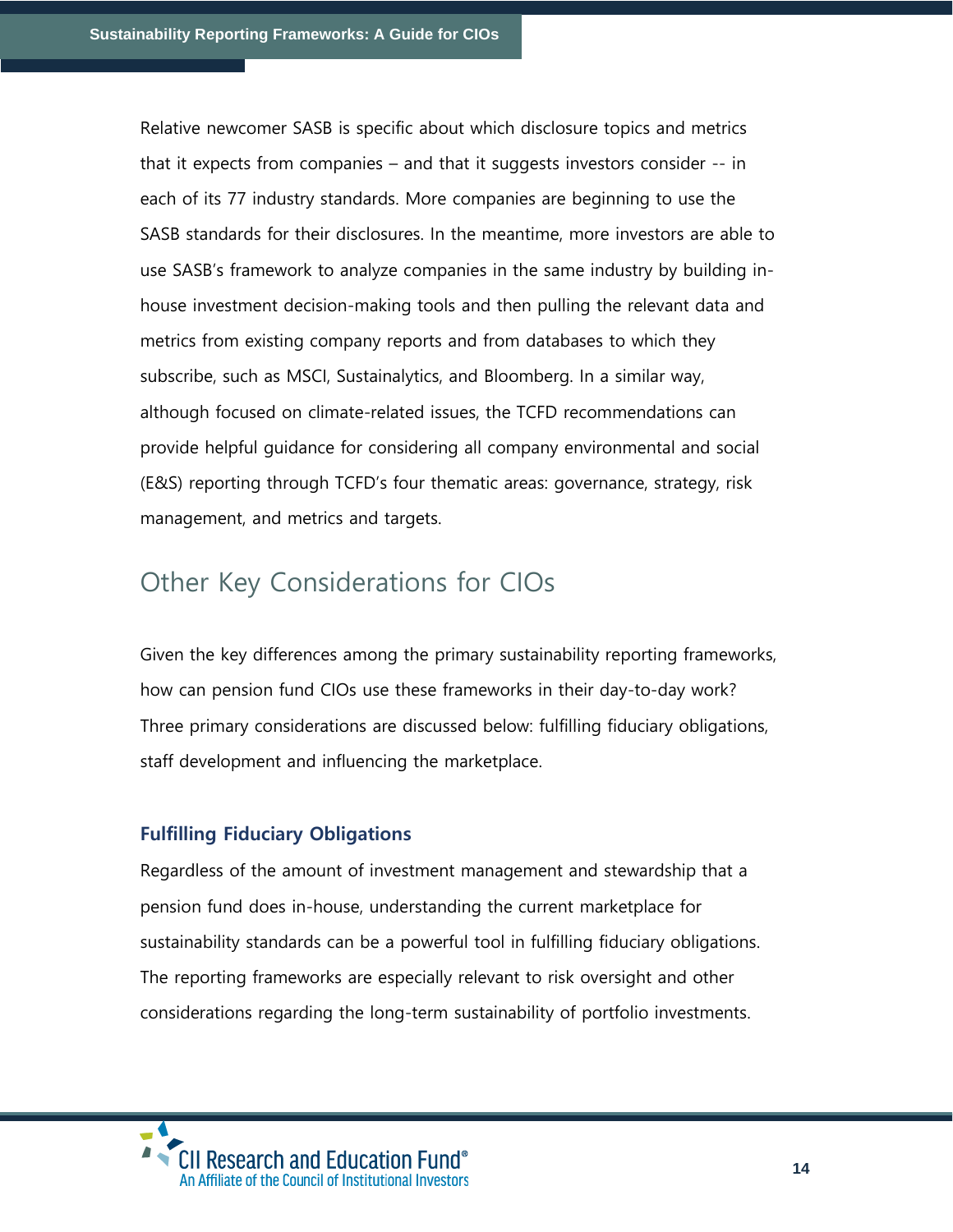Relative newcomer SASB is specific about which disclosure topics and metrics that it expects from companies – and that it suggests investors consider -- in each of its 77 industry standards. More companies are beginning to use the SASB standards for their disclosures. In the meantime, more investors are able to use SASB's framework to analyze companies in the same industry by building in-house investment decision-making tools and then pulling the relevant data and metrics from existing company reports and from databases to which they subscribe, such as MSCI, Sustainalytics, and Bloomberg. In a similar way, although focused on climate-related issues, the TCFD recommendations can provide helpful guidance for considering all company environmental and social (E&S) reporting through TCFD's four thematic areas: governance, strategy, risk management, and metrics and targets.

## Other Key Considerations for CIOs

Given the key differences among the primary sustainability reporting frameworks, how can pension fund CIOs use these frameworks in their day-to-day work? Three primary considerations are discussed below: fulfilling fiduciary obligations, staff development and influencing the marketplace.

### Fulfilling Fiduciary Obligations

Regardless of the amount of investment management and stewardship that a pension fund does in-house, understanding the current marketplace for sustainability standards can be a powerful tool in fulfilling fiduciary obligations. The reporting frameworks are especially relevant to risk oversight and other considerations regarding the long-term sustainability of portfolio investments.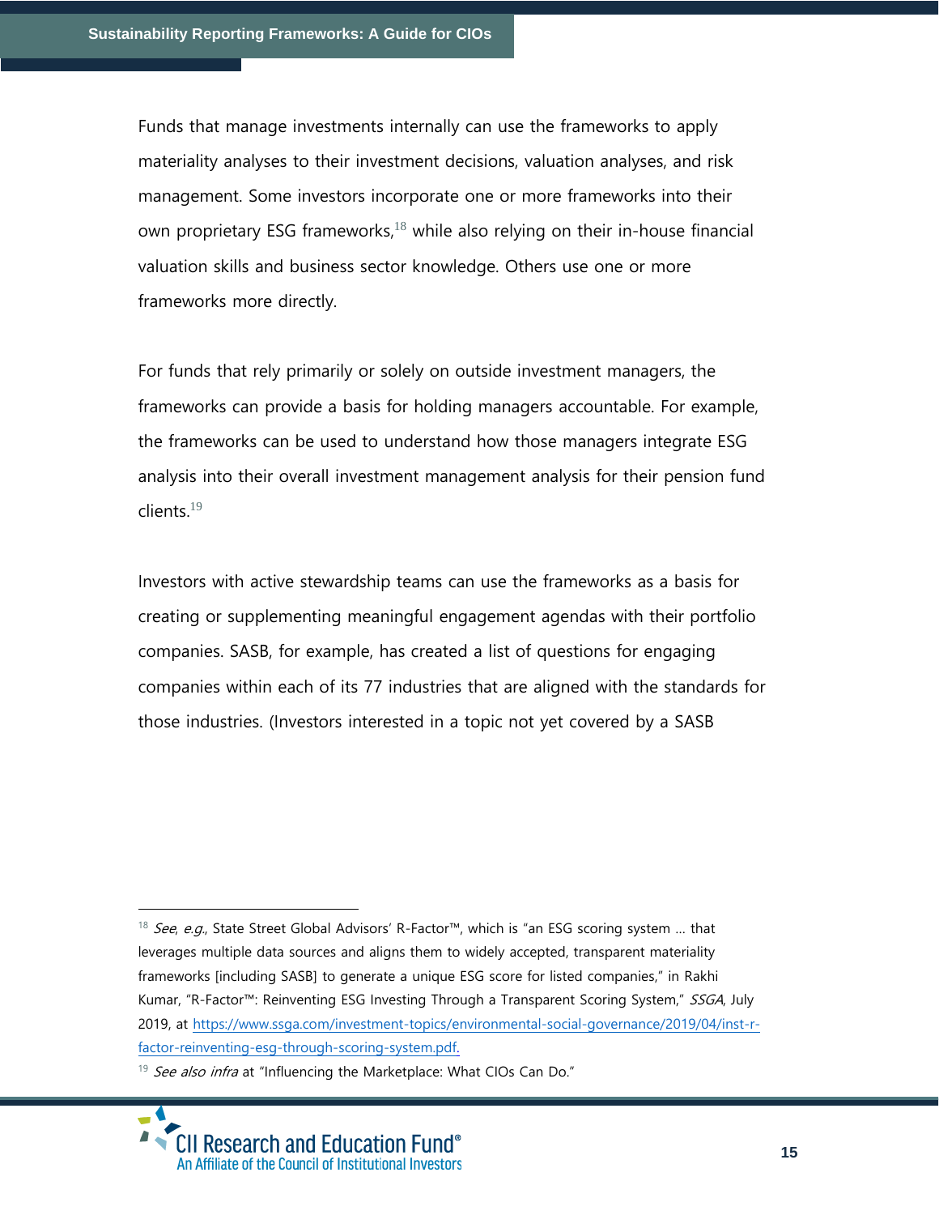Funds that manage investments internally can use the frameworks to apply materiality analyses to their investment decisions, valuation analyses, and risk management. Some investors incorporate one or more frameworks into their own proprietary ESG frameworks,[18] while also relying on their in-house financial valuation skills and business sector knowledge. Others use one or more frameworks more directly.

For funds that rely primarily or solely on outside investment managers, the frameworks can provide a basis for holding managers accountable. For example, the frameworks can be used to understand how those managers integrate ESG analysis into their overall investment management analysis for their pension fund clients.[19]

Investors with active stewardship teams can use the frameworks as a basis for creating or supplementing meaningful engagement agendas with their portfolio companies. SASB, for example, has created a list of questions for engaging companies within each of its 77 industries that are aligned with the standards for those industries. (Investors interested in a topic not yet covered by a SASB

---

[18] *See*, *e.g.*, State Street Global Advisors' R-Factor™, which is "an ESG scoring system … that leverages multiple data sources and aligns them to widely accepted, transparent materiality frameworks [including SASB] to generate a unique ESG score for listed companies," in Rakhi Kumar, "R-Factor™: Reinventing ESG Investing Through a Transparent Scoring System," *SSGA*, July 2019, at https://www.ssga.com/investment-topics/environmental-social-governance/2019/04/inst-r-factor-reinventing-esg-through-scoring-system.pdf.

[19] *See also infra* at "Influencing the Marketplace: What CIOs Can Do."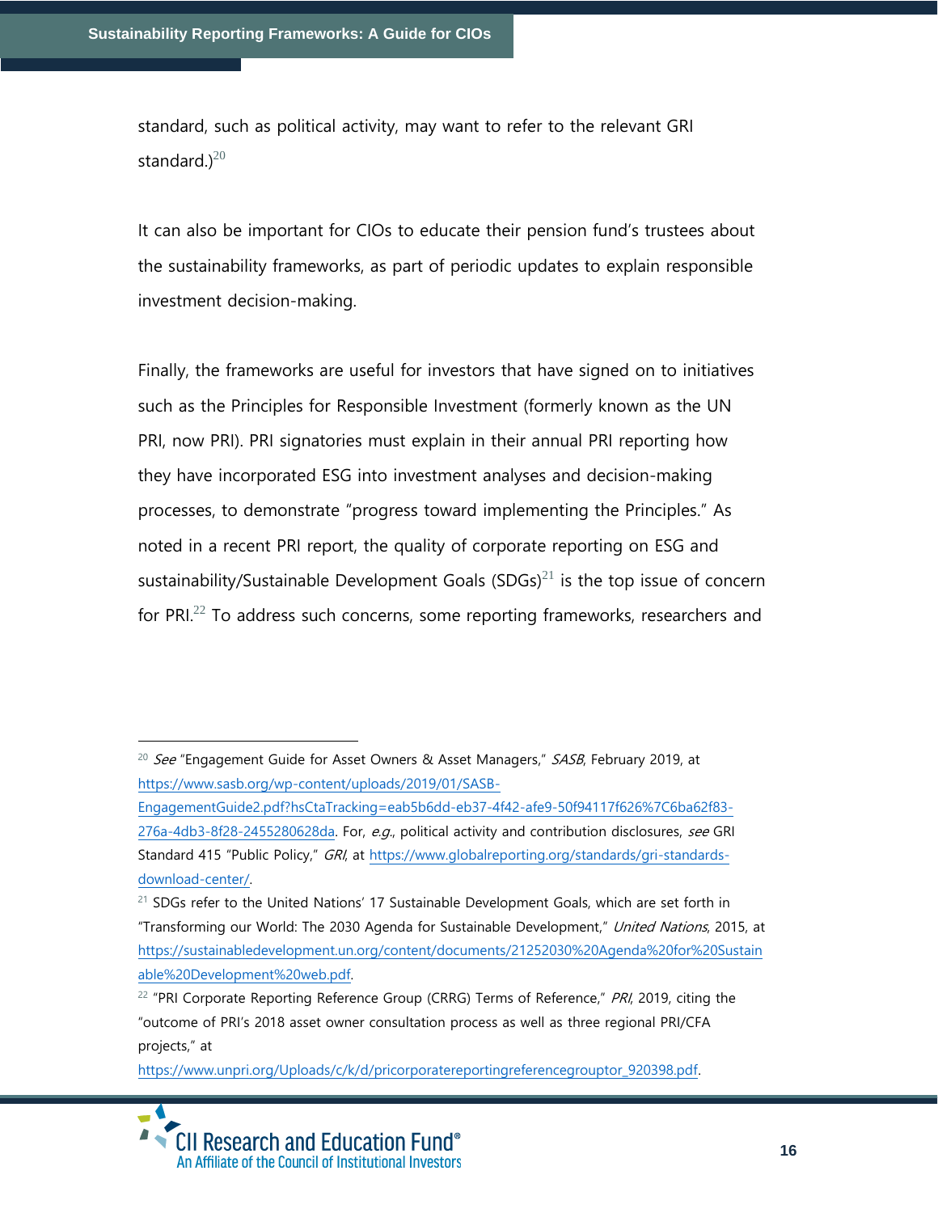standard, such as political activity, may want to refer to the relevant GRI standard.)[20]

It can also be important for CIOs to educate their pension fund's trustees about the sustainability frameworks, as part of periodic updates to explain responsible investment decision-making.

Finally, the frameworks are useful for investors that have signed on to initiatives such as the Principles for Responsible Investment (formerly known as the UN PRI, now PRI). PRI signatories must explain in their annual PRI reporting how they have incorporated ESG into investment analyses and decision-making processes, to demonstrate "progress toward implementing the Principles." As noted in a recent PRI report, the quality of corporate reporting on ESG and sustainability/Sustainable Development Goals (SDGs)[21] is the top issue of concern for PRI.[22] To address such concerns, some reporting frameworks, researchers and

---

[20] *See* "Engagement Guide for Asset Owners & Asset Managers," *SASB*, February 2019, at https://www.sasb.org/wp-content/uploads/2019/01/SASB-EngagementGuide2.pdf?hsCtaTracking=eab5b6dd-eb37-4f42-afe9-50f94117f626%7C6ba62f83-276a-4db3-8f28-2455280628da. For, *e.g.*, political activity and contribution disclosures, *see* GRI Standard 415 "Public Policy," *GRI*, at https://www.globalreporting.org/standards/gri-standards-download-center/.

[21] SDGs refer to the United Nations' 17 Sustainable Development Goals, which are set forth in "Transforming our World: The 2030 Agenda for Sustainable Development," *United Nations*, 2015, at https://sustainabledevelopment.un.org/content/documents/21252030%20Agenda%20for%20Sustainable%20Development%20web.pdf.

[22] "PRI Corporate Reporting Reference Group (CRRG) Terms of Reference," *PRI*, 2019, citing the "outcome of PRI's 2018 asset owner consultation process as well as three regional PRI/CFA projects," at https://www.unpri.org/Uploads/c/k/d/pricorporatereportingreferencegrouptor_920398.pdf.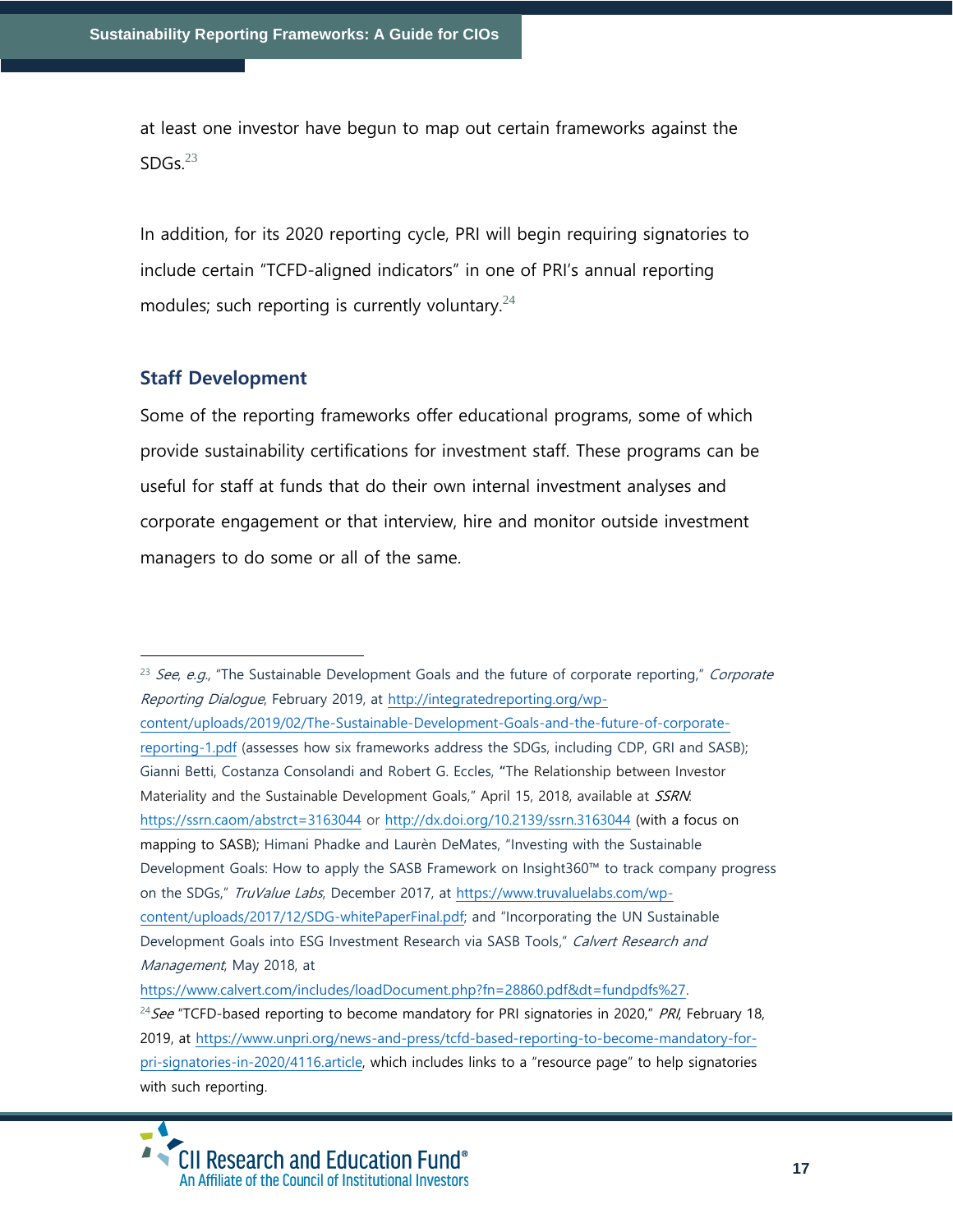at least one investor have begun to map out certain frameworks against the SDGs.[23]

In addition, for its 2020 reporting cycle, PRI will begin requiring signatories to include certain "TCFD-aligned indicators" in one of PRI's annual reporting modules; such reporting is currently voluntary.[24]

## Staff Development

Some of the reporting frameworks offer educational programs, some of which provide sustainability certifications for investment staff. These programs can be useful for staff at funds that do their own internal investment analyses and corporate engagement or that interview, hire and monitor outside investment managers to do some or all of the same.

---

[23] *See*, *e.g.*, "The Sustainable Development Goals and the future of corporate reporting," *Corporate Reporting Dialogue*, February 2019, at http://integratedreporting.org/wp-content/uploads/2019/02/The-Sustainable-Development-Goals-and-the-future-of-corporate-reporting-1.pdf (assesses how six frameworks address the SDGs, including CDP, GRI and SASB); Gianni Betti, Costanza Consolandi and Robert G. Eccles, "The Relationship between Investor Materiality and the Sustainable Development Goals," April 15, 2018, available at *SSRN*: https://ssrn.caom/abstrct=3163044 or http://dx.doi.org/10.2139/ssrn.3163044 (with a focus on mapping to SASB); Himani Phadke and Laurèn DeMates, "Investing with the Sustainable Development Goals: How to apply the SASB Framework on Insight360™ to track company progress on the SDGs," *TruValue Labs*, December 2017, at https://www.truvaluelabs.com/wp-content/uploads/2017/12/SDG-whitePaperFinal.pdf; and "Incorporating the UN Sustainable Development Goals into ESG Investment Research via SASB Tools," *Calvert Research and Management*, May 2018, at https://www.calvert.com/includes/loadDocument.php?fn=28860.pdf&dt=fundpdfs%27.

[24] *See* "TCFD-based reporting to become mandatory for PRI signatories in 2020," *PRI*, February 18, 2019, at https://www.unpri.org/news-and-press/tcfd-based-reporting-to-become-mandatory-for-pri-signatories-in-2020/4116.article, which includes links to a "resource page" to help signatories with such reporting.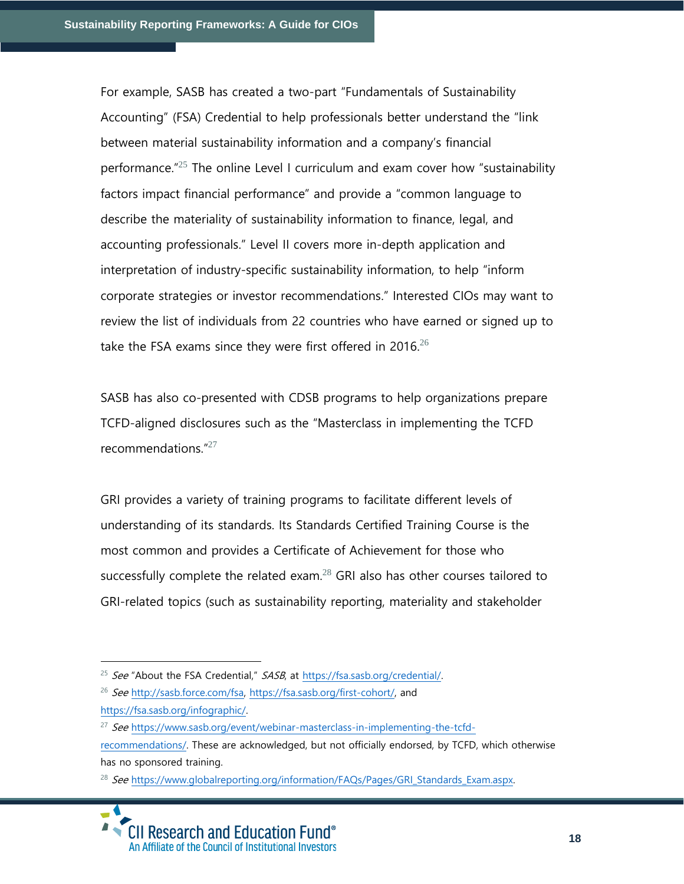For example, SASB has created a two-part "Fundamentals of Sustainability Accounting" (FSA) Credential to help professionals better understand the "link between material sustainability information and a company's financial performance."[25] The online Level I curriculum and exam cover how "sustainability factors impact financial performance" and provide a "common language to describe the materiality of sustainability information to finance, legal, and accounting professionals." Level II covers more in-depth application and interpretation of industry-specific sustainability information, to help "inform corporate strategies or investor recommendations." Interested CIOs may want to review the list of individuals from 22 countries who have earned or signed up to take the FSA exams since they were first offered in 2016.[26]

SASB has also co-presented with CDSB programs to help organizations prepare TCFD-aligned disclosures such as the "Masterclass in implementing the TCFD recommendations."[27]

GRI provides a variety of training programs to facilitate different levels of understanding of its standards. Its Standards Certified Training Course is the most common and provides a Certificate of Achievement for those who successfully complete the related exam.[28] GRI also has other courses tailored to GRI-related topics (such as sustainability reporting, materiality and stakeholder

---

[25] *See* "About the FSA Credential," *SASB*, at https://fsa.sasb.org/credential/.

[26] *See* http://sasb.force.com/fsa, https://fsa.sasb.org/first-cohort/, and https://fsa.sasb.org/infographic/.

[27] *See* https://www.sasb.org/event/webinar-masterclass-in-implementing-the-tcfd-recommendations/. These are acknowledged, but not officially endorsed, by TCFD, which otherwise has no sponsored training.

[28] *See* https://www.globalreporting.org/information/FAQs/Pages/GRI_Standards_Exam.aspx.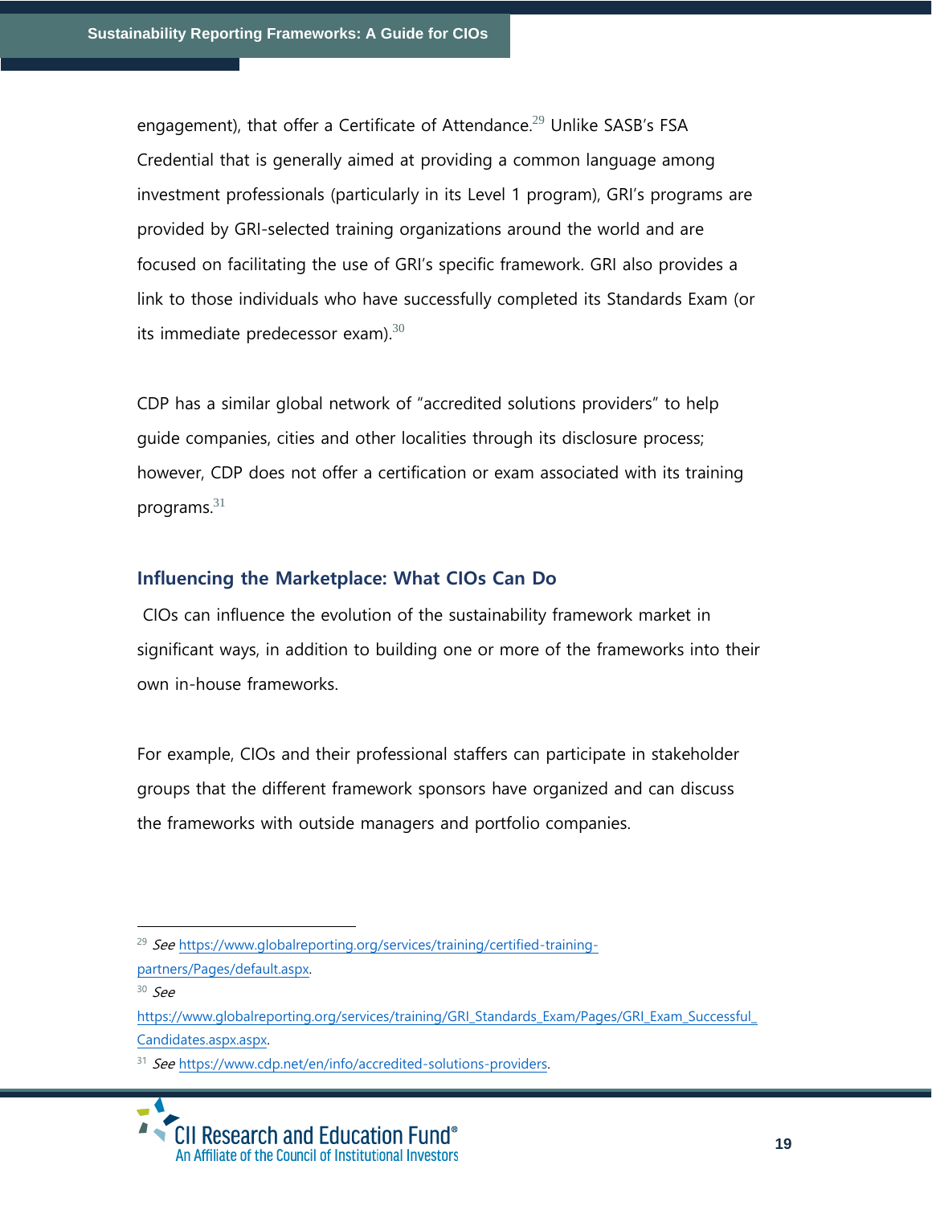engagement), that offer a Certificate of Attendance.[29] Unlike SASB's FSA Credential that is generally aimed at providing a common language among investment professionals (particularly in its Level 1 program), GRI's programs are provided by GRI-selected training organizations around the world and are focused on facilitating the use of GRI's specific framework. GRI also provides a link to those individuals who have successfully completed its Standards Exam (or its immediate predecessor exam).[30]

CDP has a similar global network of "accredited solutions providers" to help guide companies, cities and other localities through its disclosure process; however, CDP does not offer a certification or exam associated with its training programs.[31]

### Influencing the Marketplace: What CIOs Can Do

CIOs can influence the evolution of the sustainability framework market in significant ways, in addition to building one or more of the frameworks into their own in-house frameworks.

For example, CIOs and their professional staffers can participate in stakeholder groups that the different framework sponsors have organized and can discuss the frameworks with outside managers and portfolio companies.

---

[29] *See* https://www.globalreporting.org/services/training/certified-training-partners/Pages/default.aspx.

[30] *See* https://www.globalreporting.org/services/training/GRI_Standards_Exam/Pages/GRI_Exam_Successful_Candidates.aspx.aspx.

[31] *See* https://www.cdp.net/en/info/accredited-solutions-providers.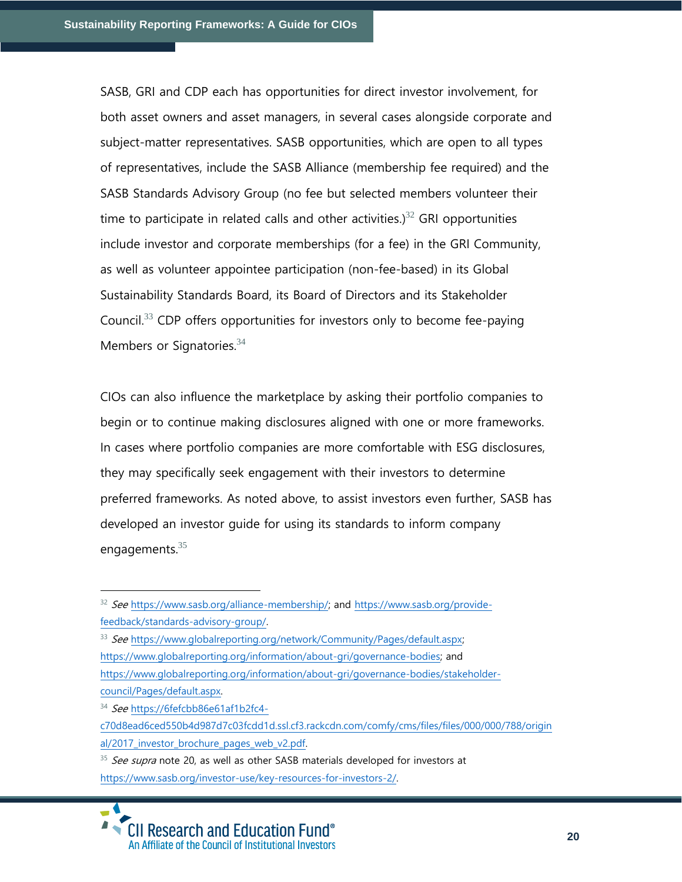SASB, GRI and CDP each has opportunities for direct investor involvement, for both asset owners and asset managers, in several cases alongside corporate and subject-matter representatives. SASB opportunities, which are open to all types of representatives, include the SASB Alliance (membership fee required) and the SASB Standards Advisory Group (no fee but selected members volunteer their time to participate in related calls and other activities.)[32] GRI opportunities include investor and corporate memberships (for a fee) in the GRI Community, as well as volunteer appointee participation (non-fee-based) in its Global Sustainability Standards Board, its Board of Directors and its Stakeholder Council.[33] CDP offers opportunities for investors only to become fee-paying Members or Signatories.[34]

CIOs can also influence the marketplace by asking their portfolio companies to begin or to continue making disclosures aligned with one or more frameworks. In cases where portfolio companies are more comfortable with ESG disclosures, they may specifically seek engagement with their investors to determine preferred frameworks. As noted above, to assist investors even further, SASB has developed an investor guide for using its standards to inform company engagements.[35]

---

[32] *See* https://www.sasb.org/alliance-membership/; and https://www.sasb.org/provide-feedback/standards-advisory-group/.

[33] *See* https://www.globalreporting.org/network/Community/Pages/default.aspx; https://www.globalreporting.org/information/about-gri/governance-bodies; and https://www.globalreporting.org/information/about-gri/governance-bodies/stakeholder-council/Pages/default.aspx.

[34] *See* https://6fefcbb86e61af1b2fc4-c70d8ead6ced550b4d987d7c03fcdd1d.ssl.cf3.rackcdn.com/comfy/cms/files/files/000/000/788/original/2017_investor_brochure_pages_web_v2.pdf.

[35] *See supra* note 20, as well as other SASB materials developed for investors at https://www.sasb.org/investor-use/key-resources-for-investors-2/.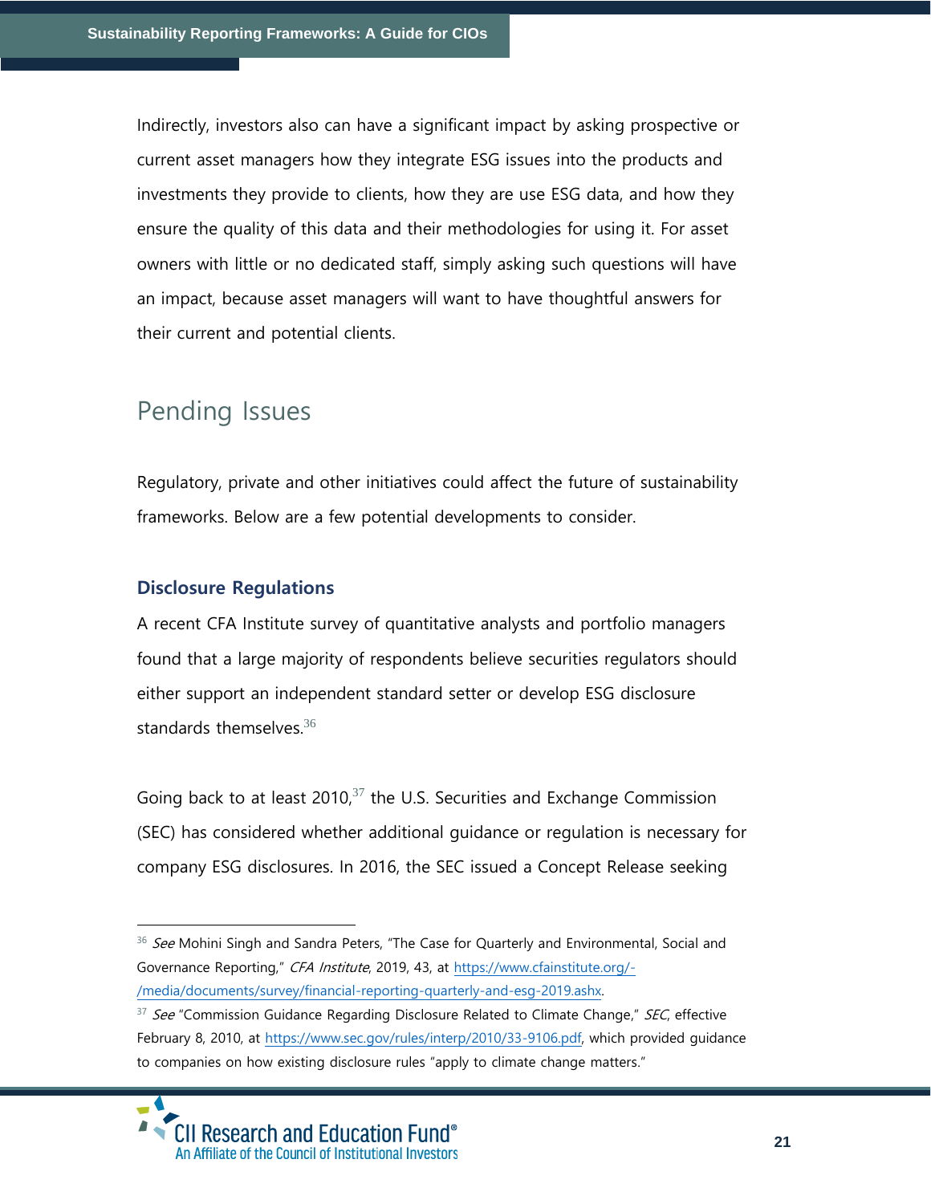Indirectly, investors also can have a significant impact by asking prospective or current asset managers how they integrate ESG issues into the products and investments they provide to clients, how they are use ESG data, and how they ensure the quality of this data and their methodologies for using it. For asset owners with little or no dedicated staff, simply asking such questions will have an impact, because asset managers will want to have thoughtful answers for their current and potential clients.

## Pending Issues

Regulatory, private and other initiatives could affect the future of sustainability frameworks. Below are a few potential developments to consider.

### Disclosure Regulations

A recent CFA Institute survey of quantitative analysts and portfolio managers found that a large majority of respondents believe securities regulators should either support an independent standard setter or develop ESG disclosure standards themselves.[36]

Going back to at least 2010,[37] the U.S. Securities and Exchange Commission (SEC) has considered whether additional guidance or regulation is necessary for company ESG disclosures. In 2016, the SEC issued a Concept Release seeking

---

[36] *See* Mohini Singh and Sandra Peters, "The Case for Quarterly and Environmental, Social and Governance Reporting," *CFA Institute*, 2019, 43, at https://www.cfainstitute.org/-/media/documents/survey/financial-reporting-quarterly-and-esg-2019.ashx.

[37] *See* "Commission Guidance Regarding Disclosure Related to Climate Change," *SEC*, effective February 8, 2010, at https://www.sec.gov/rules/interp/2010/33-9106.pdf, which provided guidance to companies on how existing disclosure rules "apply to climate change matters."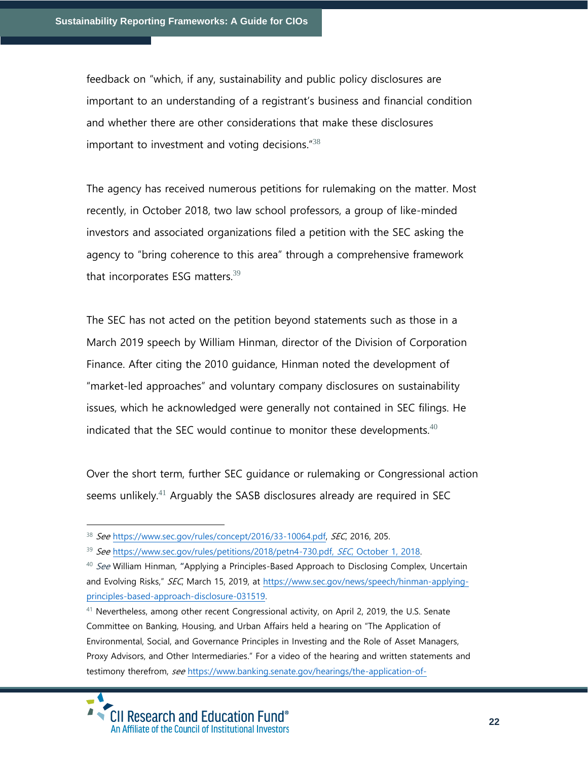feedback on "which, if any, sustainability and public policy disclosures are important to an understanding of a registrant's business and financial condition and whether there are other considerations that make these disclosures important to investment and voting decisions."[38]

The agency has received numerous petitions for rulemaking on the matter. Most recently, in October 2018, two law school professors, a group of like-minded investors and associated organizations filed a petition with the SEC asking the agency to "bring coherence to this area" through a comprehensive framework that incorporates ESG matters.[39]

The SEC has not acted on the petition beyond statements such as those in a March 2019 speech by William Hinman, director of the Division of Corporation Finance. After citing the 2010 guidance, Hinman noted the development of "market-led approaches" and voluntary company disclosures on sustainability issues, which he acknowledged were generally not contained in SEC filings. He indicated that the SEC would continue to monitor these developments.[40]

Over the short term, further SEC guidance or rulemaking or Congressional action seems unlikely.[41] Arguably the SASB disclosures already are required in SEC

---

[38] *See* https://www.sec.gov/rules/concept/2016/33-10064.pdf, *SEC*, 2016, 205.

[39] *See* https://www.sec.gov/rules/petitions/2018/petn4-730.pdf, *SEC*, October 1, 2018.

[40] *See* William Hinman, "Applying a Principles-Based Approach to Disclosing Complex, Uncertain and Evolving Risks," *SEC*, March 15, 2019, at https://www.sec.gov/news/speech/hinman-applying-principles-based-approach-disclosure-031519.

[41] Nevertheless, among other recent Congressional activity, on April 2, 2019, the U.S. Senate Committee on Banking, Housing, and Urban Affairs held a hearing on "The Application of Environmental, Social, and Governance Principles in Investing and the Role of Asset Managers, Proxy Advisors, and Other Intermediaries." For a video of the hearing and written statements and testimony therefrom, *see* https://www.banking.senate.gov/hearings/the-application-of-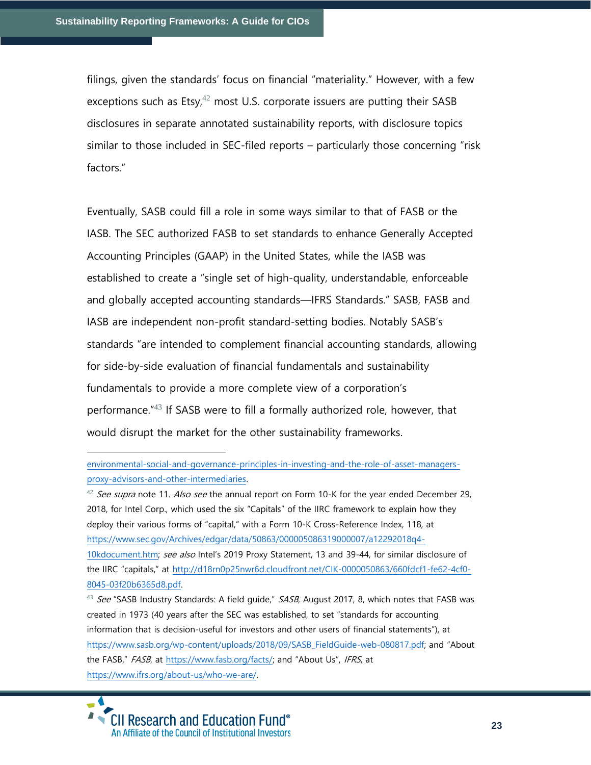filings, given the standards' focus on financial "materiality." However, with a few exceptions such as Etsy,[42] most U.S. corporate issuers are putting their SASB disclosures in separate annotated sustainability reports, with disclosure topics similar to those included in SEC-filed reports – particularly those concerning "risk factors."

Eventually, SASB could fill a role in some ways similar to that of FASB or the IASB. The SEC authorized FASB to set standards to enhance Generally Accepted Accounting Principles (GAAP) in the United States, while the IASB was established to create a "single set of high-quality, understandable, enforceable and globally accepted accounting standards—IFRS Standards." SASB, FASB and IASB are independent non-profit standard-setting bodies. Notably SASB's standards "are intended to complement financial accounting standards, allowing for side-by-side evaluation of financial fundamentals and sustainability fundamentals to provide a more complete view of a corporation's performance."[43] If SASB were to fill a formally authorized role, however, that would disrupt the market for the other sustainability frameworks.

---

environmental-social-and-governance-principles-in-investing-and-the-role-of-asset-managers-proxy-advisors-and-other-intermediaries.

[42] *See supra* note 11. *Also see* the annual report on Form 10-K for the year ended December 29, 2018, for Intel Corp., which used the six "Capitals" of the IIRC framework to explain how they deploy their various forms of "capital," with a Form 10-K Cross-Reference Index, 118, at https://www.sec.gov/Archives/edgar/data/50863/000005086319000007/a12292018q4-10kdocument.htm; *see also* Intel's 2019 Proxy Statement, 13 and 39-44, for similar disclosure of the IIRC "capitals," at http://d18rn0p25nwr6d.cloudfront.net/CIK-0000050863/660fdcf1-fe62-4cf0-8045-03f20b6365d8.pdf.

[43] *See* "SASB Industry Standards: A field guide," *SASB*, August 2017, 8, which notes that FASB was created in 1973 (40 years after the SEC was established, to set "standards for accounting information that is decision-useful for investors and other users of financial statements"), at https://www.sasb.org/wp-content/uploads/2018/09/SASB_FieldGuide-web-080817.pdf; and "About the FASB," *FASB*, at https://www.fasb.org/facts/; and "About Us", *IFRS*, at https://www.ifrs.org/about-us/who-we-are/.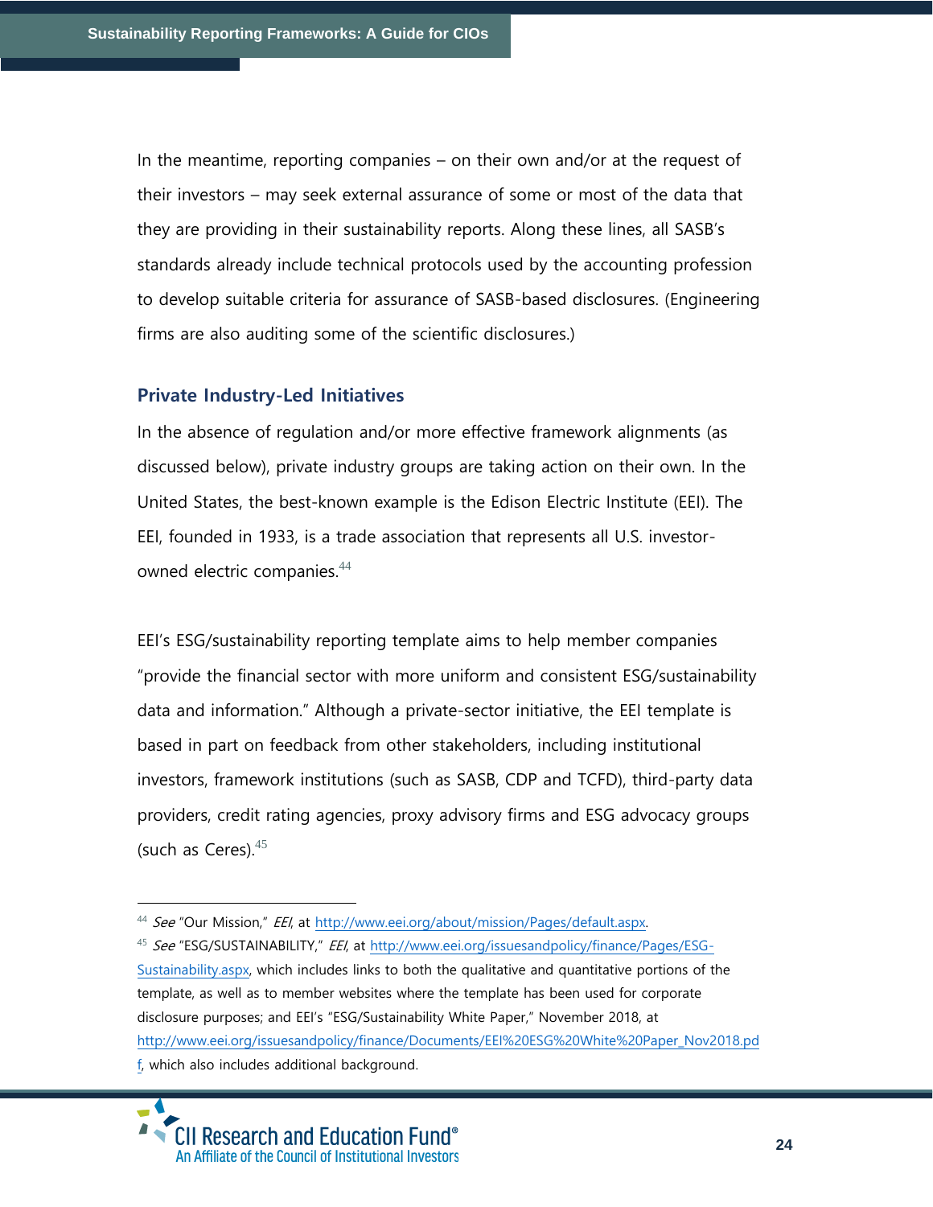In the meantime, reporting companies – on their own and/or at the request of their investors – may seek external assurance of some or most of the data that they are providing in their sustainability reports. Along these lines, all SASB's standards already include technical protocols used by the accounting profession to develop suitable criteria for assurance of SASB-based disclosures. (Engineering firms are also auditing some of the scientific disclosures.)

### Private Industry-Led Initiatives

In the absence of regulation and/or more effective framework alignments (as discussed below), private industry groups are taking action on their own. In the United States, the best-known example is the Edison Electric Institute (EEI). The EEI, founded in 1933, is a trade association that represents all U.S. investor-owned electric companies.[44]

EEI's ESG/sustainability reporting template aims to help member companies "provide the financial sector with more uniform and consistent ESG/sustainability data and information." Although a private-sector initiative, the EEI template is based in part on feedback from other stakeholders, including institutional investors, framework institutions (such as SASB, CDP and TCFD), third-party data providers, credit rating agencies, proxy advisory firms and ESG advocacy groups (such as Ceres).[45]

---

[44] *See* "Our Mission," *EEI*, at http://www.eei.org/about/mission/Pages/default.aspx.

[45] *See* "ESG/SUSTAINABILITY," *EEI*, at http://www.eei.org/issuesandpolicy/finance/Pages/ESG-Sustainability.aspx, which includes links to both the qualitative and quantitative portions of the template, as well as to member websites where the template has been used for corporate disclosure purposes; and EEI's "ESG/Sustainability White Paper," November 2018, at http://www.eei.org/issuesandpolicy/finance/Documents/EEI%20ESG%20White%20Paper_Nov2018.pdf, which also includes additional background.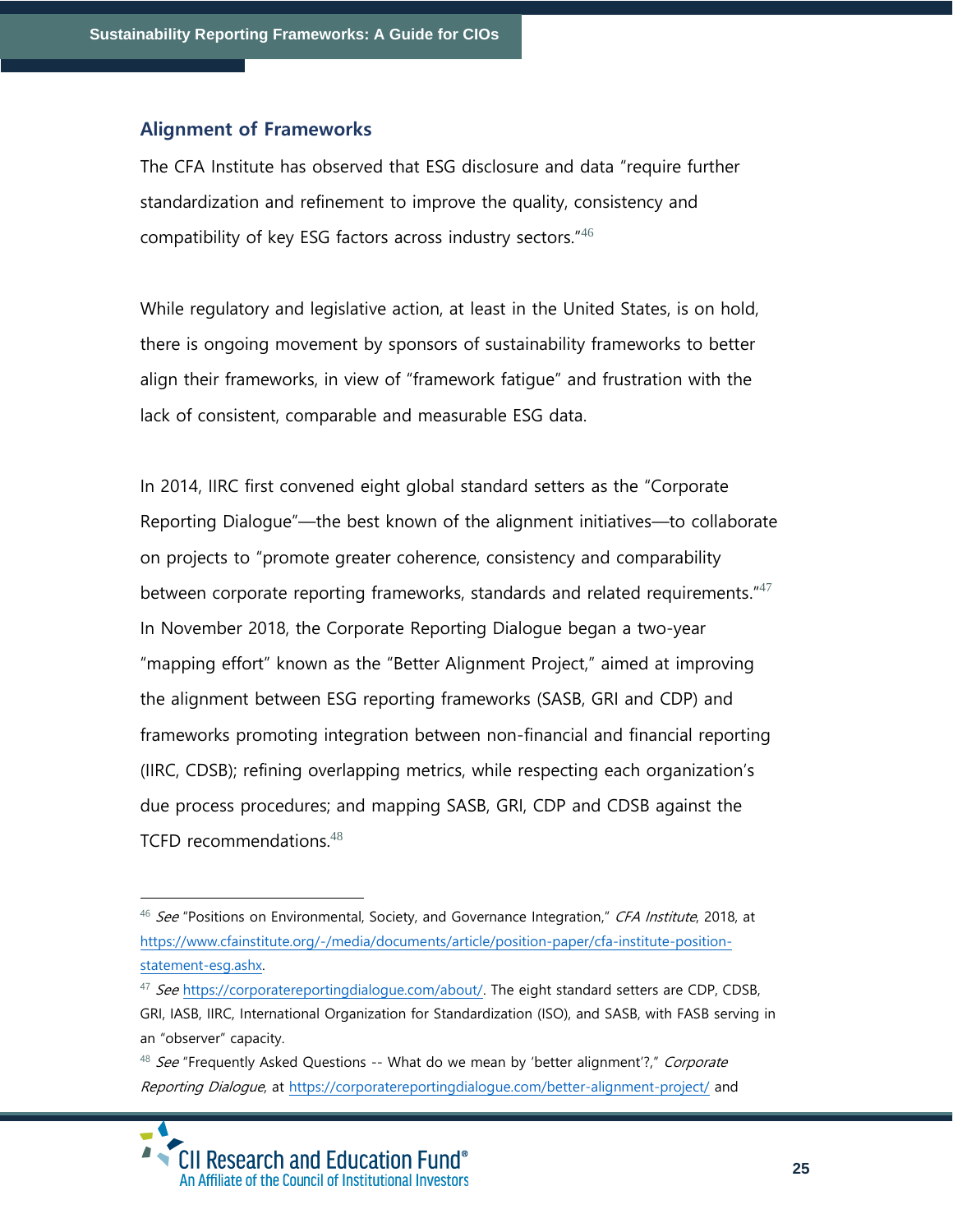## Alignment of Frameworks

The CFA Institute has observed that ESG disclosure and data "require further standardization and refinement to improve the quality, consistency and compatibility of key ESG factors across industry sectors."[46]

While regulatory and legislative action, at least in the United States, is on hold, there is ongoing movement by sponsors of sustainability frameworks to better align their frameworks, in view of "framework fatigue" and frustration with the lack of consistent, comparable and measurable ESG data.

In 2014, IIRC first convened eight global standard setters as the "Corporate Reporting Dialogue"—the best known of the alignment initiatives—to collaborate on projects to "promote greater coherence, consistency and comparability between corporate reporting frameworks, standards and related requirements."[47] In November 2018, the Corporate Reporting Dialogue began a two-year "mapping effort" known as the "Better Alignment Project," aimed at improving the alignment between ESG reporting frameworks (SASB, GRI and CDP) and frameworks promoting integration between non-financial and financial reporting (IIRC, CDSB); refining overlapping metrics, while respecting each organization's due process procedures; and mapping SASB, GRI, CDP and CDSB against the TCFD recommendations.[48]

---

[46] *See* "Positions on Environmental, Society, and Governance Integration," *CFA Institute*, 2018, at https://www.cfainstitute.org/-/media/documents/article/position-paper/cfa-institute-position-statement-esg.ashx.

[47] *See* https://corporatereportingdialogue.com/about/. The eight standard setters are CDP, CDSB, GRI, IASB, IIRC, International Organization for Standardization (ISO), and SASB, with FASB serving in an "observer" capacity.

[48] *See* "Frequently Asked Questions -- What do we mean by 'better alignment'?," *Corporate Reporting Dialogue*, at https://corporatereportingdialogue.com/better-alignment-project/ and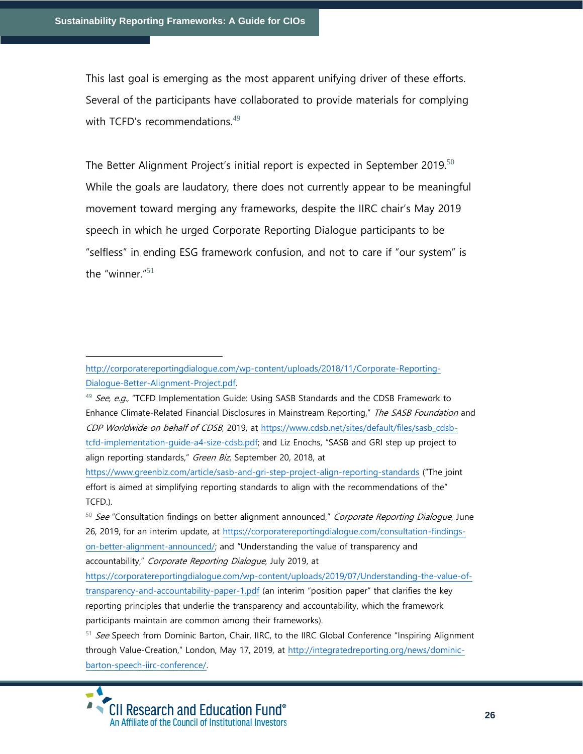This last goal is emerging as the most apparent unifying driver of these efforts. Several of the participants have collaborated to provide materials for complying with TCFD's recommendations.[49]

The Better Alignment Project's initial report is expected in September 2019.[50] While the goals are laudatory, there does not currently appear to be meaningful movement toward merging any frameworks, despite the IIRC chair's May 2019 speech in which he urged Corporate Reporting Dialogue participants to be "selfless" in ending ESG framework confusion, and not to care if "our system" is the "winner."[51]

---

http://corporatereportingdialogue.com/wp-content/uploads/2018/11/Corporate-Reporting-Dialogue-Better-Alignment-Project.pdf.

[49] *See, e.g.*, "TCFD Implementation Guide: Using SASB Standards and the CDSB Framework to Enhance Climate-Related Financial Disclosures in Mainstream Reporting," *The SASB Foundation* and *CDP Worldwide on behalf of CDSB*, 2019, at https://www.cdsb.net/sites/default/files/sasb_cdsb-tcfd-implementation-guide-a4-size-cdsb.pdf; and Liz Enochs, "SASB and GRI step up project to align reporting standards," *Green Biz*, September 20, 2018, at https://www.greenbiz.com/article/sasb-and-gri-step-project-align-reporting-standards ("The joint effort is aimed at simplifying reporting standards to align with the recommendations of the" TCFD.).

[50] *See* "Consultation findings on better alignment announced," *Corporate Reporting Dialogue*, June 26, 2019, for an interim update, at https://corporatereportingdialogue.com/consultation-findings-on-better-alignment-announced/; and "Understanding the value of transparency and accountability," *Corporate Reporting Dialogue*, July 2019, at https://corporatereportingdialogue.com/wp-content/uploads/2019/07/Understanding-the-value-of-transparency-and-accountability-paper-1.pdf (an interim "position paper" that clarifies the key reporting principles that underlie the transparency and accountability, which the framework participants maintain are common among their frameworks).

[51] *See* Speech from Dominic Barton, Chair, IIRC, to the IIRC Global Conference "Inspiring Alignment through Value-Creation," London, May 17, 2019, at http://integratedreporting.org/news/dominic-barton-speech-iirc-conference/.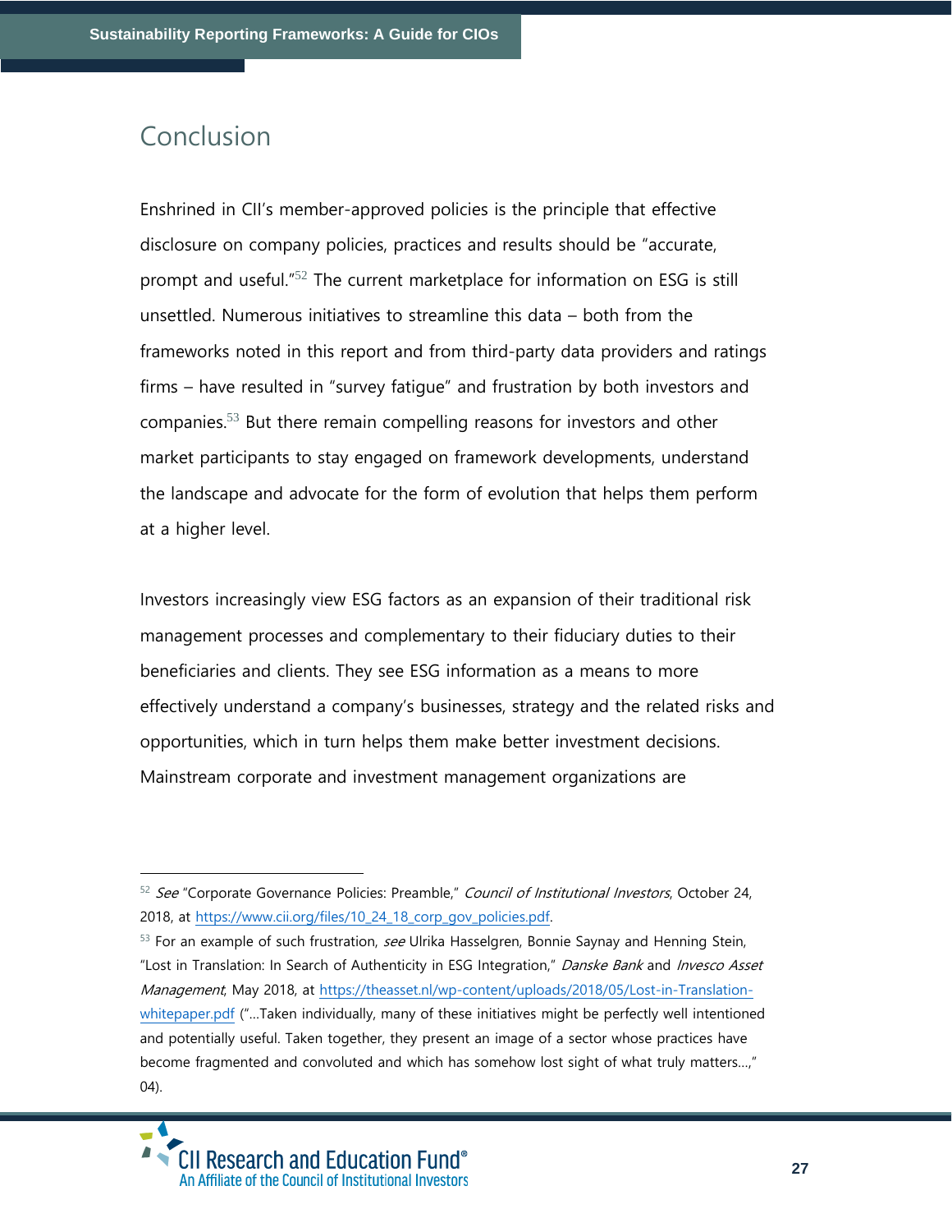## Conclusion

Enshrined in CII's member-approved policies is the principle that effective disclosure on company policies, practices and results should be "accurate, prompt and useful."[52] The current marketplace for information on ESG is still unsettled. Numerous initiatives to streamline this data – both from the frameworks noted in this report and from third-party data providers and ratings firms – have resulted in "survey fatigue" and frustration by both investors and companies.[53] But there remain compelling reasons for investors and other market participants to stay engaged on framework developments, understand the landscape and advocate for the form of evolution that helps them perform at a higher level.

Investors increasingly view ESG factors as an expansion of their traditional risk management processes and complementary to their fiduciary duties to their beneficiaries and clients. They see ESG information as a means to more effectively understand a company's businesses, strategy and the related risks and opportunities, which in turn helps them make better investment decisions. Mainstream corporate and investment management organizations are

---

[52] *See* "Corporate Governance Policies: Preamble," *Council of Institutional Investors*, October 24, 2018, at https://www.cii.org/files/10_24_18_corp_gov_policies.pdf.

[53] For an example of such frustration, *see* Ulrika Hasselgren, Bonnie Saynay and Henning Stein, "Lost in Translation: In Search of Authenticity in ESG Integration," *Danske Bank* and *Invesco Asset Management*, May 2018, at https://theasset.nl/wp-content/uploads/2018/05/Lost-in-Translation-whitepaper.pdf ("…Taken individually, many of these initiatives might be perfectly well intentioned and potentially useful. Taken together, they present an image of a sector whose practices have become fragmented and convoluted and which has somehow lost sight of what truly matters…," 04).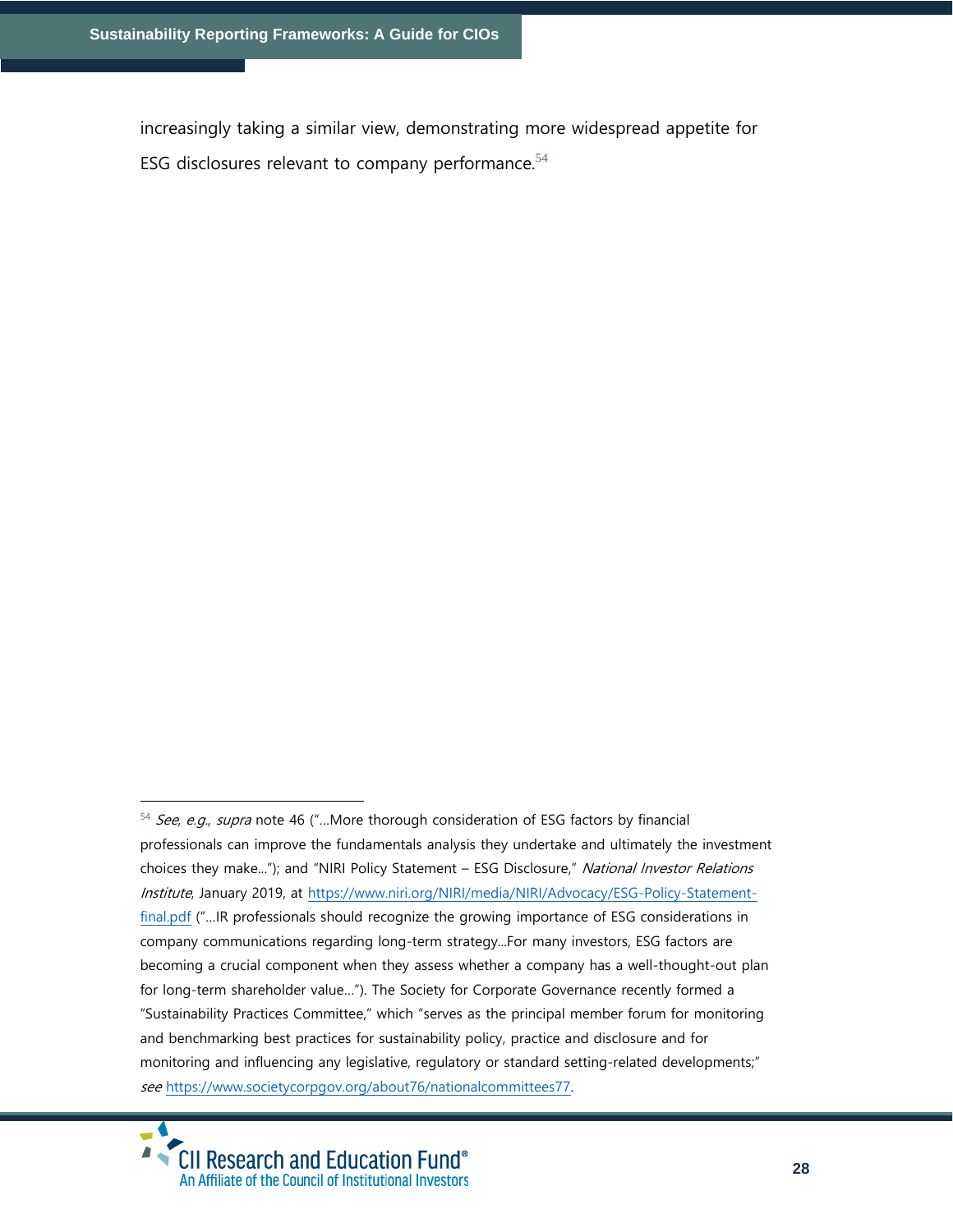increasingly taking a similar view, demonstrating more widespread appetite for ESG disclosures relevant to company performance.[54]

---

[54] *See*, *e.g.*, *supra* note 46 ("…More thorough consideration of ESG factors by financial professionals can improve the fundamentals analysis they undertake and ultimately the investment choices they make…"); and "NIRI Policy Statement – ESG Disclosure," *National Investor Relations Institute*, January 2019, at https://www.niri.org/NIRI/media/NIRI/Advocacy/ESG-Policy-Statement-final.pdf ("…IR professionals should recognize the growing importance of ESG considerations in company communications regarding long-term strategy…For many investors, ESG factors are becoming a crucial component when they assess whether a company has a well-thought-out plan for long-term shareholder value…"). The Society for Corporate Governance recently formed a "Sustainability Practices Committee," which "serves as the principal member forum for monitoring and benchmarking best practices for sustainability policy, practice and disclosure and for monitoring and influencing any legislative, regulatory or standard setting-related developments;" *see* https://www.societycorpgov.org/about76/nationalcommittees77.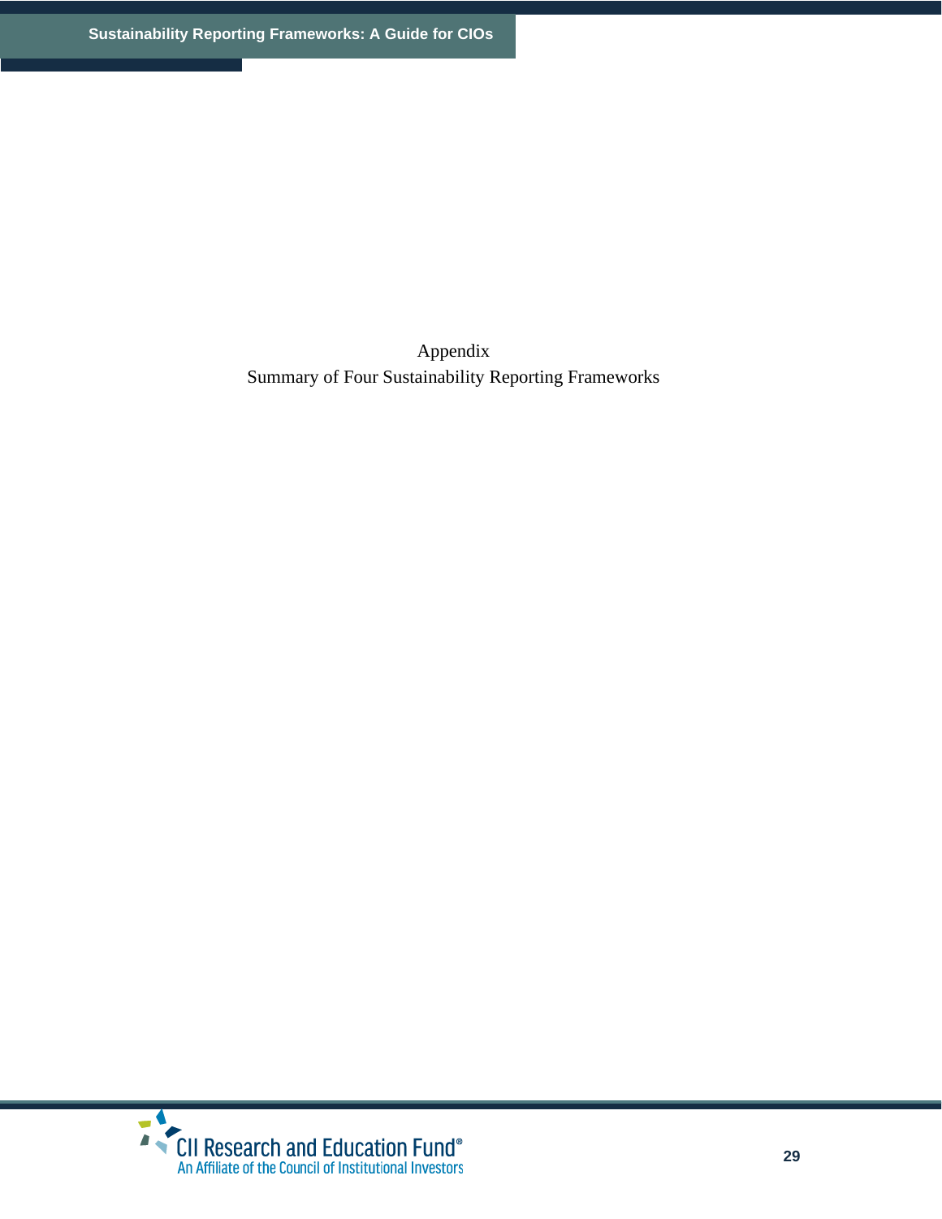# Appendix

## Summary of Four Sustainability Reporting Frameworks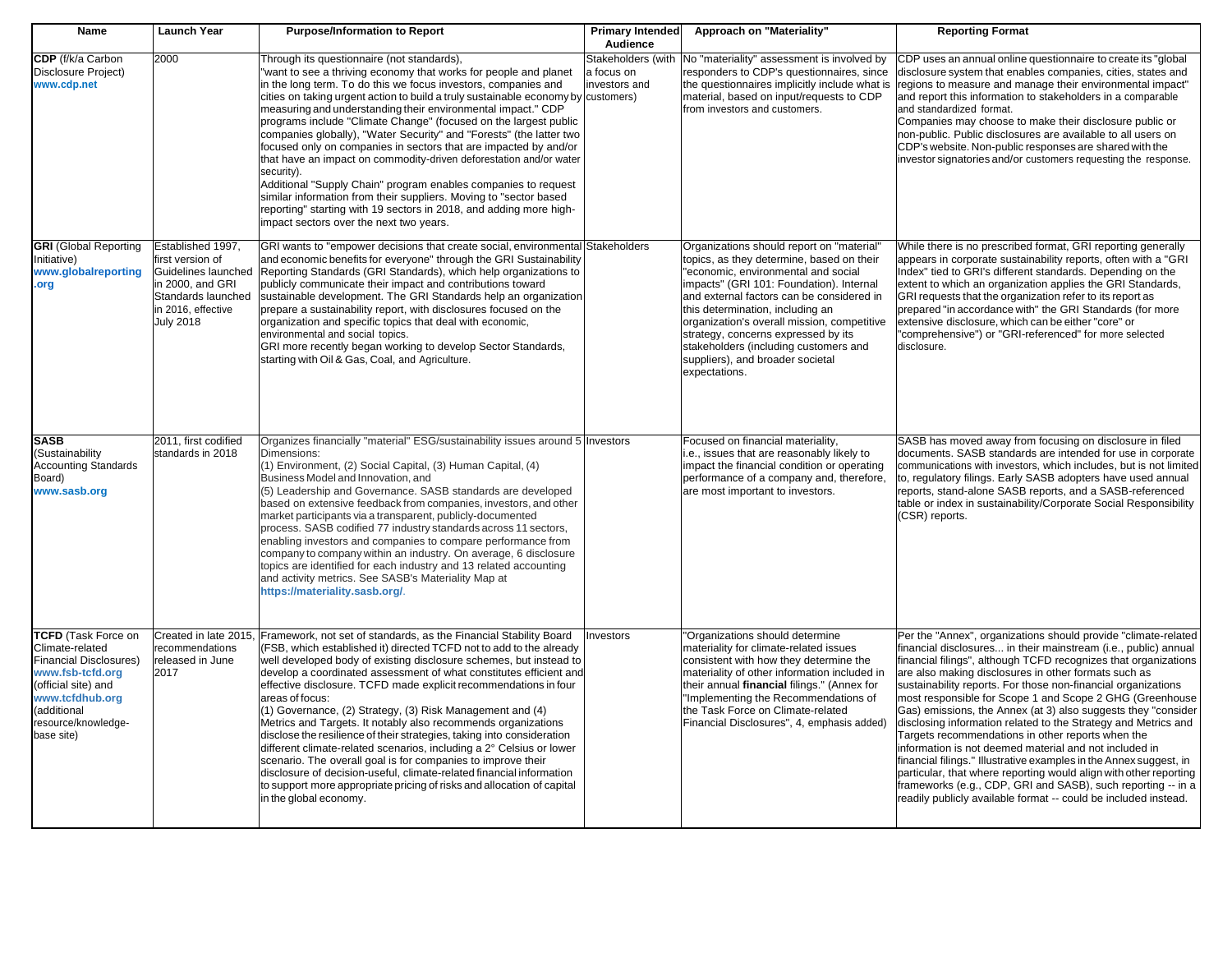| Name | Launch Year | Purpose/Information to Report | Primary Intended Audience | Approach on "Materiality" | Reporting Format |
|---|---|---|---|---|---|
| **CDP** (f/k/a Carbon Disclosure Project) **www.cdp.net** | 2000 | Through its questionnaire (not standards), "want to see a thriving economy that works for people and planet in the long term. To do this we focus investors, companies and cities on taking urgent action to build a truly sustainable economy by measuring and understanding their environmental impact." CDP programs include "Climate Change" (focused on the largest public companies globally), "Water Security" and "Forests" (the latter two focused only on companies in sectors that are impacted by and/or that have an impact on commodity-driven deforestation and/or water security). Additional "Supply Chain" program enables companies to request similar information from their suppliers. Moving to "sector based reporting" starting with 19 sectors in 2018, and adding more high-impact sectors over the next two years. | Stakeholders (with a focus on investors and customers) | No "materiality" assessment is involved by responders to CDP's questionnaires, since the questionnaires implicitly include what is material, based on input/requests to CDP from investors and customers. | CDP uses an annual online questionnaire to create its "global disclosure system that enables companies, cities, states and regions to measure and manage their environmental impact" and report this information to stakeholders in a comparable and standardized format. Companies may choose to make their disclosure public or non-public. Public disclosures are available to all users on CDP's website. Non-public responses are shared with the investor signatories and/or customers requesting the response. |
| **GRI** (Global Reporting Initiative) **www.globalreporting.org** | Established 1997, first version of Guidelines launched in 2000, and GRI Standards launched in 2016, effective July 2018 | GRI wants to "empower decisions that create social, environmental and economic benefits for everyone" through the GRI Sustainability Reporting Standards (GRI Standards), which help organizations to publicly communicate their impact and contributions toward sustainable development. The GRI Standards help an organization prepare a sustainability report, with disclosures focused on the organization and specific topics that deal with economic, environmental and social topics. GRI more recently began working to develop Sector Standards, starting with Oil & Gas, Coal, and Agriculture. | Stakeholders | Organizations should report on "material" topics, as they determine, based on their "economic, environmental and social impacts" (GRI 101: Foundation). Internal and external factors can be considered in this determination, including an organization's overall mission, competitive strategy, concerns expressed by its stakeholders (including customers and suppliers), and broader societal expectations. | While there is no prescribed format, GRI reporting generally appears in corporate sustainability reports, often with a "GRI Index" tied to GRI's different standards. Depending on the extent to which an organization applies the GRI Standards, GRI requests that the organization refer to its report as prepared "in accordance with" the GRI Standards (for more extensive disclosure, which can be either "core" or "comprehensive") or "GRI-referenced" for more selected disclosure. |
| **SASB** (Sustainability Accounting Standards Board) **www.sasb.org** | 2011, first codified standards in 2018 | Organizes financially "material" ESG/sustainability issues around 5 Dimensions: (1) Environment, (2) Social Capital, (3) Human Capital, (4) Business Model and Innovation, and (5) Leadership and Governance. SASB standards are developed based on extensive feedback from companies, investors, and other market participants via a transparent, publicly-documented process. SASB codified 77 industry standards across 11 sectors, enabling investors and companies to compare performance from company to company within an industry. On average, 6 disclosure topics are identified for each industry and 13 related accounting and activity metrics. See SASB's Materiality Map at **https://materiality.sasb.org/**. | Investors | Focused on financial materiality, i.e., issues that are reasonably likely to impact the financial condition or operating performance of a company and, therefore, are most important to investors. | SASB has moved away from focusing on disclosure in filed documents. SASB standards are intended for use in corporate communications with investors, which includes, but is not limited to, regulatory filings. Early SASB adopters have used annual reports, stand-alone SASB reports, and a SASB-referenced table or index in sustainability/Corporate Social Responsibility (CSR) reports. |
| **TCFD** (Task Force on Climate-related Financial Disclosures) **www.fsb-tcfd.org** (official site) and **www.tcfdhub.org** (additional resource/knowledge-base site) | Created in late 2015, recommendations released in June 2017 | Framework, not set of standards, as the Financial Stability Board (FSB, which established it) directed TCFD not to add to the already well developed body of existing disclosure schemes, but instead to develop a coordinated assessment of what constitutes efficient and effective disclosure. TCFD made explicit recommendations in four areas of focus: (1) Governance, (2) Strategy, (3) Risk Management and (4) Metrics and Targets. It notably also recommends organizations disclose the resilience of their strategies, taking into consideration different climate-related scenarios, including a 2° Celsius or lower scenario. The overall goal is for companies to improve their disclosure of decision-useful, climate-related financial information to support more appropriate pricing of risks and allocation of capital in the global economy. | Investors | "Organizations should determine materiality for climate-related issues consistent with how they determine the materiality of other information included in their annual **financial** filings." (Annex for "Implementing the Recommendations of the Task Force on Climate-related Financial Disclosures", 4, emphasis added) | Per the "Annex", organizations should provide "climate-related financial disclosures... in their mainstream (i.e., public) annual financial filings," although TCFD recognizes that organizations are also making disclosures in other formats such as sustainability reports. For those non-financial organizations most responsible for Scope 1 and Scope 2 GHG (Greenhouse Gas) emissions, the Annex (at 3) also suggests they "consider disclosing information related to the Strategy and Metrics and Targets recommendations in other reports when the information is not deemed material and not included in financial filings." Illustrative examples in the Annex suggest, in particular, that where reporting would align with other reporting frameworks (e.g., CDP, GRI and SASB), such reporting -- in a readily publicly available format -- could be included instead. |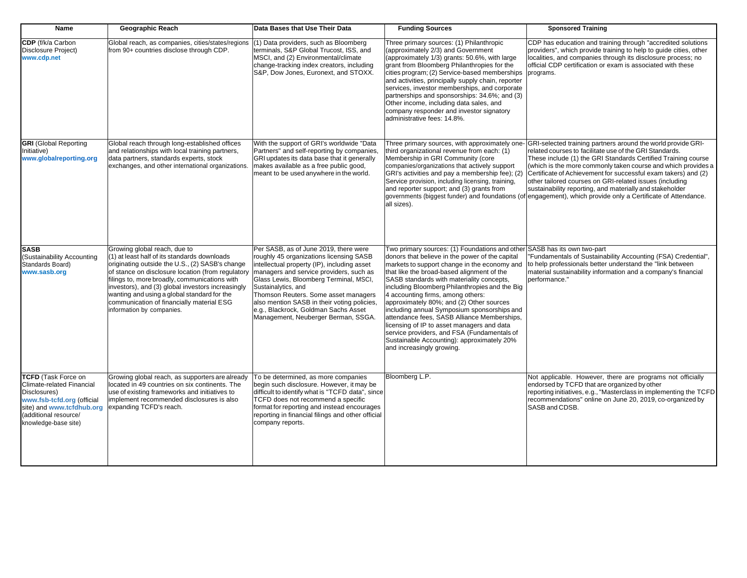| Name | Geographic Reach | Data Bases that Use Their Data | Funding Sources | Sponsored Training |
|---|---|---|---|---|
| **CDP** (f/k/a Carbon Disclosure Project) **www.cdp.net** | Global reach, as companies, cities/states/regions from 90+ countries disclose through CDP. | (1) Data providers, such as Bloomberg terminals, S&P Global Trucost, ISS, and MSCI, and (2) Environmental/climate change-tracking index creators, including S&P, Dow Jones, Euronext, and STOXX. | Three primary sources: (1) Philanthropic (approximately 2/3) and Government (approximately 1/3) grants: 50.6%, with large grant from Bloomberg Philanthropies for the cities program; (2) Service-based memberships and activities, principally supply chain, reporter services, investor memberships, and corporate partnerships and sponsorships: 34.6%; and (3) Other income, including data sales, and company responder and investor signatory administrative fees: 14.8%. | CDP has education and training through "accredited solutions providers", which provide training to help to guide cities, other localities, and companies through its disclosure process; no official CDP certification or exam is associated with these programs. |
| **GRI** (Global Reporting Initiative) **www.globalreporting.org** | Global reach through long-established offices and relationships with local training partners, data partners, standards experts, stock exchanges, and other international organizations. | With the support of GRI's worldwide "Data Partners" and self-reporting by companies, GRI updates its data base that it generally makes available as a free public good, meant to be used anywhere in the world. | Three primary sources, with approximately one-third organizational revenue from each: (1) Membership in GRI Community (core companies/organizations that actively support GRI's activities and pay a membership fee); (2) Service provision, including licensing, training, and reporter support; and (3) grants from governments (biggest funder) and foundations (of all sizes). | GRI-selected training partners around the world provide GRI-related courses to facilitate use of the GRI Standards. These include (1) the GRI Standards Certified Training course (which is the more commonly taken course and which provides a Certificate of Achievement for successful exam takers) and (2) other tailored courses on GRI-related issues (including sustainability reporting, and materially and stakeholder engagement), which provide only a Certificate of Attendance. |
| **SASB** (Sustainability Accounting Standards Board) **www.sasb.org** | Growing global reach, due to (1) at least half of its standards downloads originating outside the U.S., (2) SASB's change of stance on disclosure location (from regulatory filings to, more broadly, communications with investors), and (3) global investors increasingly wanting and using a global standard for the communication of financially material ESG information by companies. | Per SASB, as of June 2019, there were roughly 45 organizations licensing SASB intellectual property (IP), including asset managers and service providers, such as Glass Lewis, Bloomberg Terminal, MSCI, Sustainalytics, and Thomson Reuters. Some asset managers also mention SASB in their voting policies, e.g., Blackrock, Goldman Sachs Asset Management, Neuberger Berman, SSGA. | Two primary sources: (1) Foundations and other donors that believe in the power of the capital markets to support change in the economy and that like the broad-based alignment of the SASB standards with materiality concepts, including Bloomberg Philanthropies and the Big 4 accounting firms, among others: approximately 80%; and (2) Other sources including annual Symposium sponsorships and attendance fees, SASB Alliance Memberships, licensing of IP to asset managers and data service providers, and FSA (Fundamentals of Sustainable Accounting): approximately 20% and increasingly growing. | SASB has its own two-part "Fundamentals of Sustainability Accounting (FSA) Credential", to help professionals better understand the "link between material sustainability information and a company's financial performance." |
| **TCFD** (Task Force on Climate-related Financial Disclosures) **www.fsb-tcfd.org** (official site) and **www.tcfdhub.org** (additional resource/ knowledge-base site) | Growing global reach, as supporters are already located in 49 countries on six continents. The use of existing frameworks and initiatives to implement recommended disclosures is also expanding TCFD's reach. | To be determined, as more companies begin such disclosure. However, it may be difficult to identify what is "TCFD data", since TCFD does not recommend a specific format for reporting and instead encourages reporting in financial filings and other official company reports. | Bloomberg L.P. | Not applicable. However, there are programs not officially endorsed by TCFD that are organized by other reporting initiatives, e.g., "Masterclass in implementing the TCFD recommendations" online on June 20, 2019, co-organized by SASB and CDSB. |